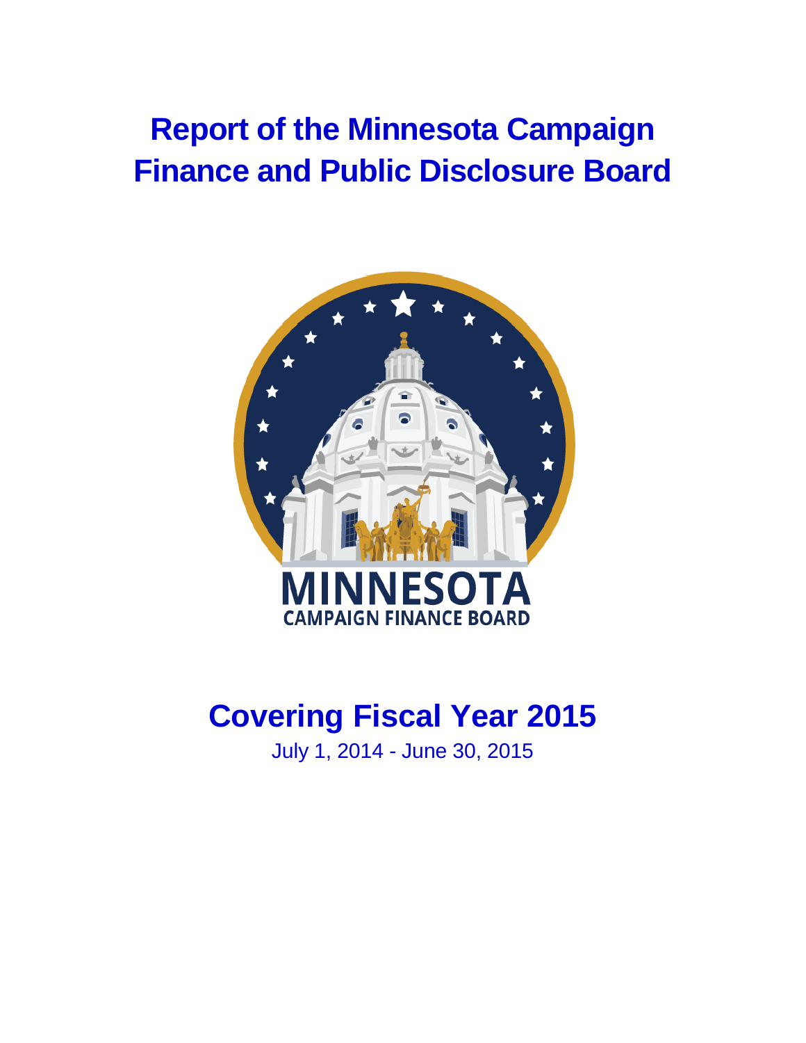# Report of the Minnesota Campaign Finance and Public Disclosure Board

MINNESOTA
CAMPAIGN FINANCE BOARD

## Covering Fiscal Year 2015

July 1, 2014 - June 30, 2015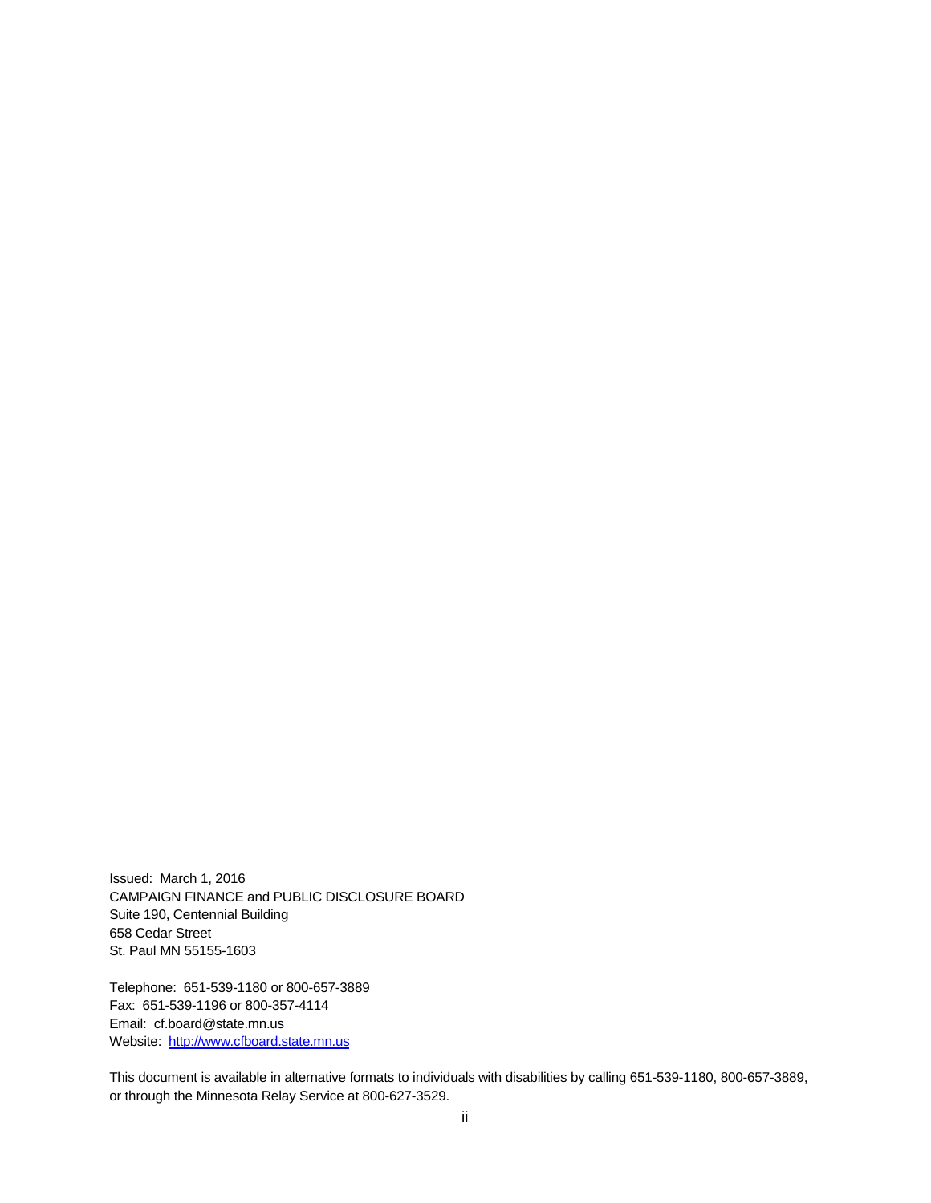Issued: March 1, 2016
CAMPAIGN FINANCE and PUBLIC DISCLOSURE BOARD
Suite 190, Centennial Building
658 Cedar Street
St. Paul MN 55155-1603

Telephone: 651-539-1180 or 800-657-3889
Fax: 651-539-1196 or 800-357-4114
Email: cf.board@state.mn.us
Website: [http://www.cfboard.state.mn.us](http://www.cfboard.state.mn.us)

This document is available in alternative formats to individuals with disabilities by calling 651-539-1180, 800-657-3889, or through the Minnesota Relay Service at 800-627-3529.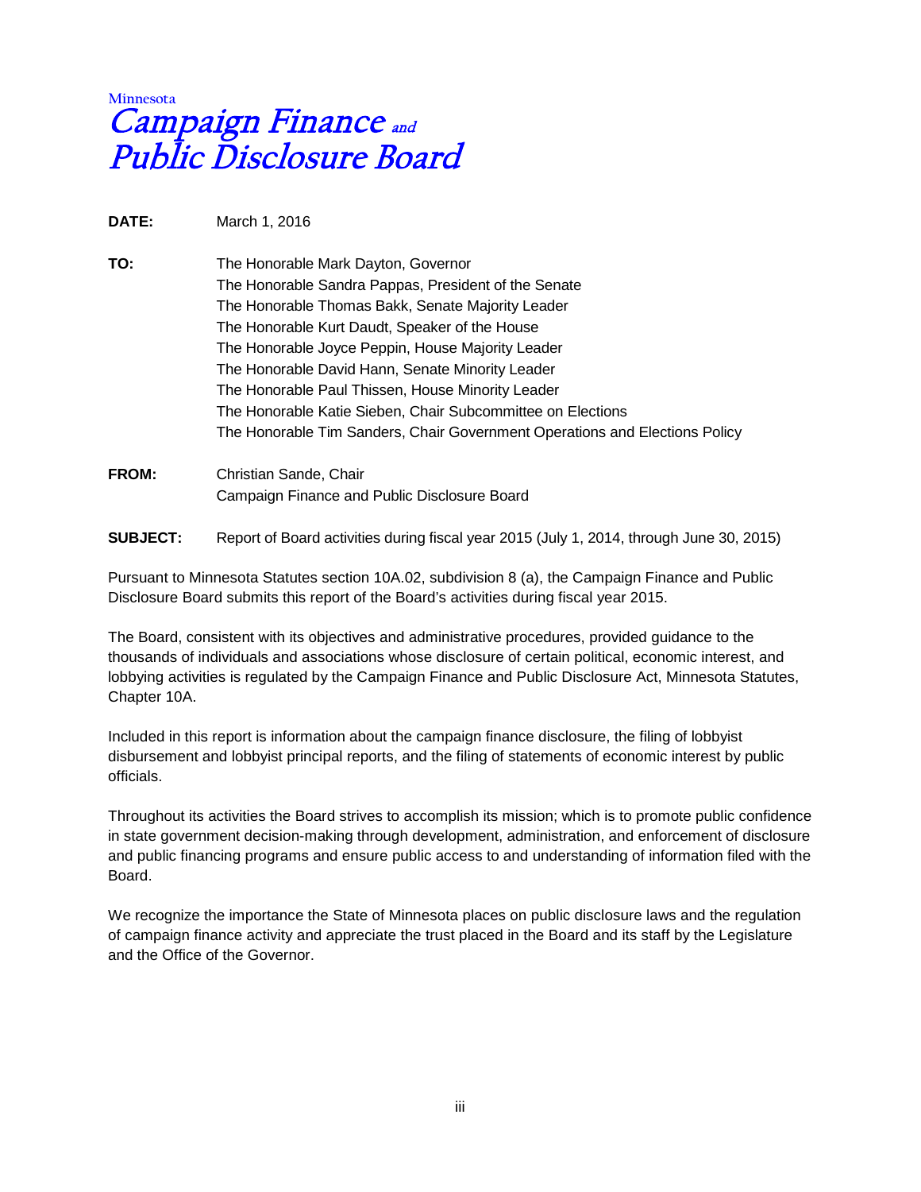Minnesota
# *Campaign Finance and Public Disclosure Board*

**DATE:** March 1, 2016

**TO:** The Honorable Mark Dayton, Governor
The Honorable Sandra Pappas, President of the Senate
The Honorable Thomas Bakk, Senate Majority Leader
The Honorable Kurt Daudt, Speaker of the House
The Honorable Joyce Peppin, House Majority Leader
The Honorable David Hann, Senate Minority Leader
The Honorable Paul Thissen, House Minority Leader
The Honorable Katie Sieben, Chair Subcommittee on Elections
The Honorable Tim Sanders, Chair Government Operations and Elections Policy

**FROM:** Christian Sande, Chair
Campaign Finance and Public Disclosure Board

**SUBJECT:** Report of Board activities during fiscal year 2015 (July 1, 2014, through June 30, 2015)

Pursuant to Minnesota Statutes section 10A.02, subdivision 8 (a), the Campaign Finance and Public Disclosure Board submits this report of the Board's activities during fiscal year 2015.

The Board, consistent with its objectives and administrative procedures, provided guidance to the thousands of individuals and associations whose disclosure of certain political, economic interest, and lobbying activities is regulated by the Campaign Finance and Public Disclosure Act, Minnesota Statutes, Chapter 10A.

Included in this report is information about the campaign finance disclosure, the filing of lobbyist disbursement and lobbyist principal reports, and the filing of statements of economic interest by public officials.

Throughout its activities the Board strives to accomplish its mission; which is to promote public confidence in state government decision-making through development, administration, and enforcement of disclosure and public financing programs and ensure public access to and understanding of information filed with the Board.

We recognize the importance the State of Minnesota places on public disclosure laws and the regulation of campaign finance activity and appreciate the trust placed in the Board and its staff by the Legislature and the Office of the Governor.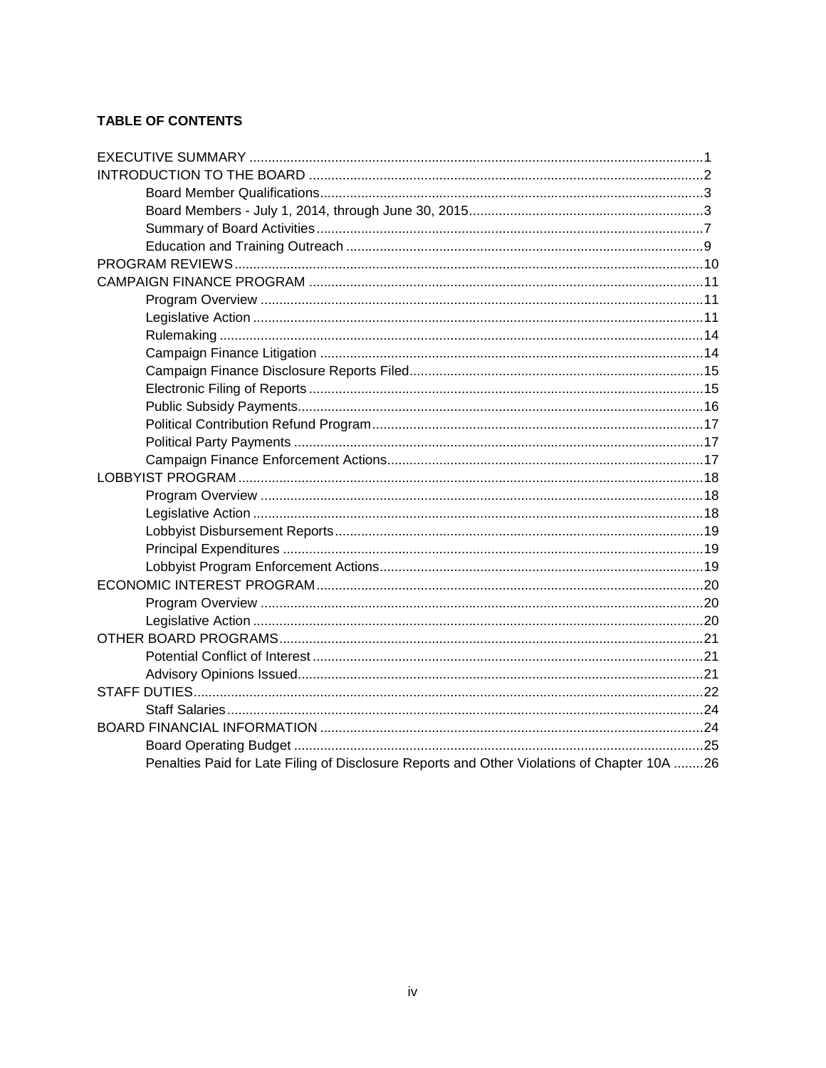**TABLE OF CONTENTS**

EXECUTIVE SUMMARY ........................................................................................................................1
INTRODUCTION TO THE BOARD ........................................................................................................2
  Board Member Qualifications......................................................................................................3
  Board Members - July 1, 2014, through June 30, 2015.............................................................3
  Summary of Board Activities.......................................................................................................7
  Education and Training Outreach ...............................................................................................9
PROGRAM REVIEWS.........................................................................................................................10
CAMPAIGN FINANCE PROGRAM .....................................................................................................11
  Program Overview ......................................................................................................................11
  Legislative Action ........................................................................................................................11
  Rulemaking ..................................................................................................................................14
  Campaign Finance Litigation ......................................................................................................14
  Campaign Finance Disclosure Reports Filed..............................................................................15
  Electronic Filing of Reports .........................................................................................................15
  Public Subsidy Payments.............................................................................................................16
  Political Contribution Refund Program........................................................................................17
  Political Party Payments .............................................................................................................17
  Campaign Finance Enforcement Actions....................................................................................17
LOBBYIST PROGRAM ........................................................................................................................18
  Program Overview ......................................................................................................................18
  Legislative Action ........................................................................................................................18
  Lobbyist Disbursement Reports..................................................................................................19
  Principal Expenditures ................................................................................................................19
  Lobbyist Program Enforcement Actions......................................................................................19
ECONOMIC INTEREST PROGRAM....................................................................................................20
  Program Overview ......................................................................................................................20
  Legislative Action ........................................................................................................................20
OTHER BOARD PROGRAMS..............................................................................................................21
  Potential Conflict of Interest ........................................................................................................21
  Advisory Opinions Issued............................................................................................................21
STAFF DUTIES.....................................................................................................................................22
  Staff Salaries ...............................................................................................................................24
BOARD FINANCIAL INFORMATION ..................................................................................................24
  Board Operating Budget .............................................................................................................25
  Penalties Paid for Late Filing of Disclosure Reports and Other Violations of Chapter 10A ........26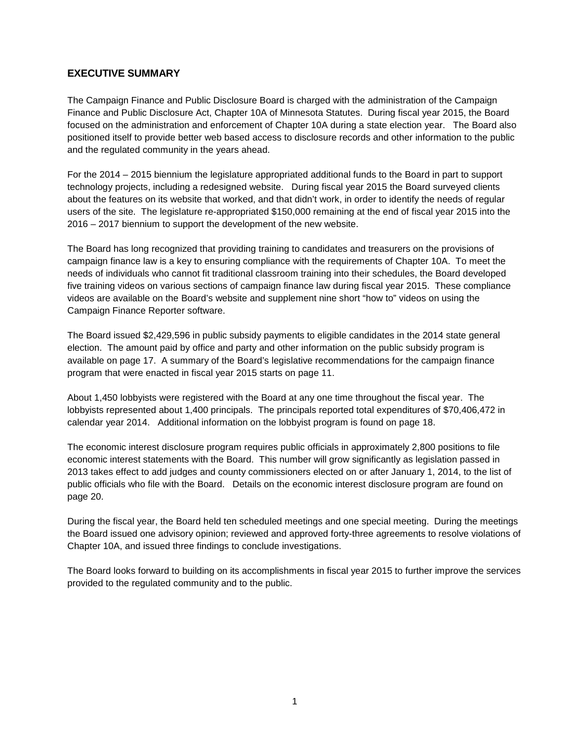## EXECUTIVE SUMMARY

The Campaign Finance and Public Disclosure Board is charged with the administration of the Campaign Finance and Public Disclosure Act, Chapter 10A of Minnesota Statutes. During fiscal year 2015, the Board focused on the administration and enforcement of Chapter 10A during a state election year. The Board also positioned itself to provide better web based access to disclosure records and other information to the public and the regulated community in the years ahead.

For the 2014 – 2015 biennium the legislature appropriated additional funds to the Board in part to support technology projects, including a redesigned website. During fiscal year 2015 the Board surveyed clients about the features on its website that worked, and that didn't work, in order to identify the needs of regular users of the site. The legislature re-appropriated $150,000 remaining at the end of fiscal year 2015 into the 2016 – 2017 biennium to support the development of the new website.

The Board has long recognized that providing training to candidates and treasurers on the provisions of campaign finance law is a key to ensuring compliance with the requirements of Chapter 10A. To meet the needs of individuals who cannot fit traditional classroom training into their schedules, the Board developed five training videos on various sections of campaign finance law during fiscal year 2015. These compliance videos are available on the Board's website and supplement nine short "how to" videos on using the Campaign Finance Reporter software.

The Board issued $2,429,596 in public subsidy payments to eligible candidates in the 2014 state general election. The amount paid by office and party and other information on the public subsidy program is available on page 17. A summary of the Board's legislative recommendations for the campaign finance program that were enacted in fiscal year 2015 starts on page 11.

About 1,450 lobbyists were registered with the Board at any one time throughout the fiscal year. The lobbyists represented about 1,400 principals. The principals reported total expenditures of $70,406,472 in calendar year 2014. Additional information on the lobbyist program is found on page 18.

The economic interest disclosure program requires public officials in approximately 2,800 positions to file economic interest statements with the Board. This number will grow significantly as legislation passed in 2013 takes effect to add judges and county commissioners elected on or after January 1, 2014, to the list of public officials who file with the Board. Details on the economic interest disclosure program are found on page 20.

During the fiscal year, the Board held ten scheduled meetings and one special meeting. During the meetings the Board issued one advisory opinion; reviewed and approved forty-three agreements to resolve violations of Chapter 10A, and issued three findings to conclude investigations.

The Board looks forward to building on its accomplishments in fiscal year 2015 to further improve the services provided to the regulated community and to the public.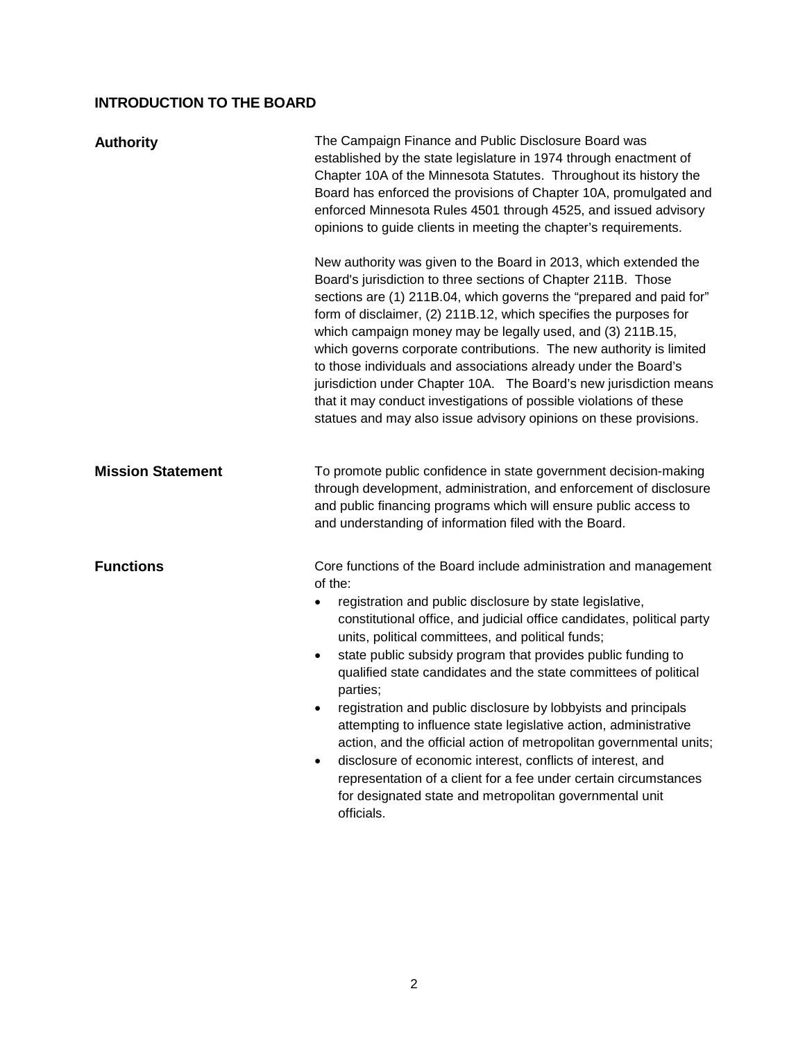## INTRODUCTION TO THE BOARD

### Authority

The Campaign Finance and Public Disclosure Board was established by the state legislature in 1974 through enactment of Chapter 10A of the Minnesota Statutes. Throughout its history the Board has enforced the provisions of Chapter 10A, promulgated and enforced Minnesota Rules 4501 through 4525, and issued advisory opinions to guide clients in meeting the chapter's requirements.

New authority was given to the Board in 2013, which extended the Board's jurisdiction to three sections of Chapter 211B. Those sections are (1) 211B.04, which governs the "prepared and paid for" form of disclaimer, (2) 211B.12, which specifies the purposes for which campaign money may be legally used, and (3) 211B.15, which governs corporate contributions. The new authority is limited to those individuals and associations already under the Board's jurisdiction under Chapter 10A. The Board's new jurisdiction means that it may conduct investigations of possible violations of these statues and may also issue advisory opinions on these provisions.

### Mission Statement

To promote public confidence in state government decision-making through development, administration, and enforcement of disclosure and public financing programs which will ensure public access to and understanding of information filed with the Board.

### Functions

Core functions of the Board include administration and management of the:

- registration and public disclosure by state legislative, constitutional office, and judicial office candidates, political party units, political committees, and political funds;
- state public subsidy program that provides public funding to qualified state candidates and the state committees of political parties;
- registration and public disclosure by lobbyists and principals attempting to influence state legislative action, administrative action, and the official action of metropolitan governmental units;
- disclosure of economic interest, conflicts of interest, and representation of a client for a fee under certain circumstances for designated state and metropolitan governmental unit officials.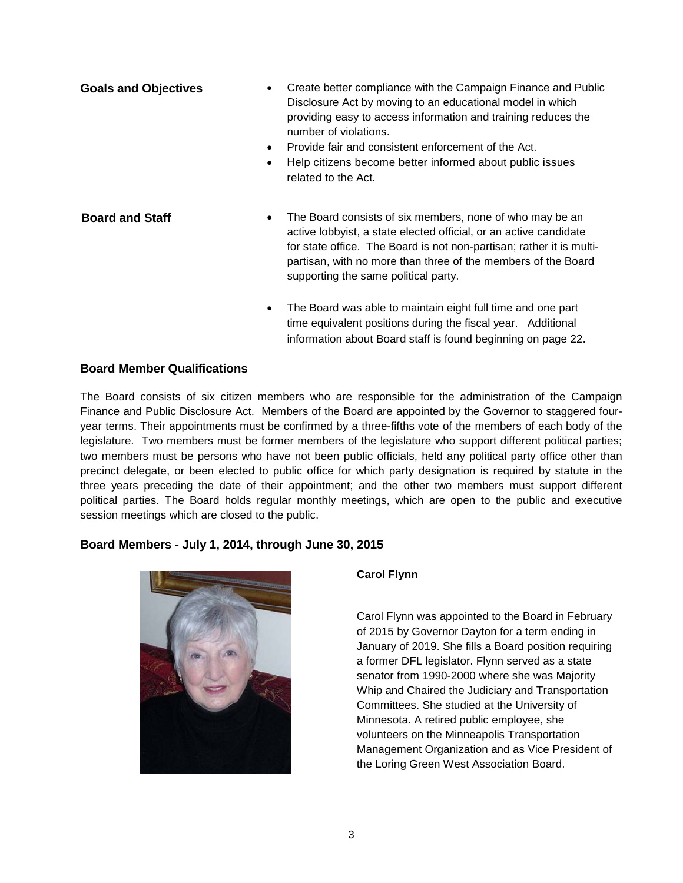**Goals and Objectives**

- Create better compliance with the Campaign Finance and Public Disclosure Act by moving to an educational model in which providing easy to access information and training reduces the number of violations.
- Provide fair and consistent enforcement of the Act.
- Help citizens become better informed about public issues related to the Act.

**Board and Staff**

- The Board consists of six members, none of who may be an active lobbyist, a state elected official, or an active candidate for state office. The Board is not non-partisan; rather it is multi-partisan, with no more than three of the members of the Board supporting the same political party.
- The Board was able to maintain eight full time and one part time equivalent positions during the fiscal year. Additional information about Board staff is found beginning on page 22.

### Board Member Qualifications

The Board consists of six citizen members who are responsible for the administration of the Campaign Finance and Public Disclosure Act. Members of the Board are appointed by the Governor to staggered four-year terms. Their appointments must be confirmed by a three-fifths vote of the members of each body of the legislature. Two members must be former members of the legislature who support different political parties; two members must be persons who have not been public officials, held any political party office other than precinct delegate, or been elected to public office for which party designation is required by statute in the three years preceding the date of their appointment; and the other two members must support different political parties. The Board holds regular monthly meetings, which are open to the public and executive session meetings which are closed to the public.

### Board Members - July 1, 2014, through June 30, 2015

**Carol Flynn**

Carol Flynn was appointed to the Board in February of 2015 by Governor Dayton for a term ending in January of 2019. She fills a Board position requiring a former DFL legislator. Flynn served as a state senator from 1990-2000 where she was Majority Whip and Chaired the Judiciary and Transportation Committees. She studied at the University of Minnesota. A retired public employee, she volunteers on the Minneapolis Transportation Management Organization and as Vice President of the Loring Green West Association Board.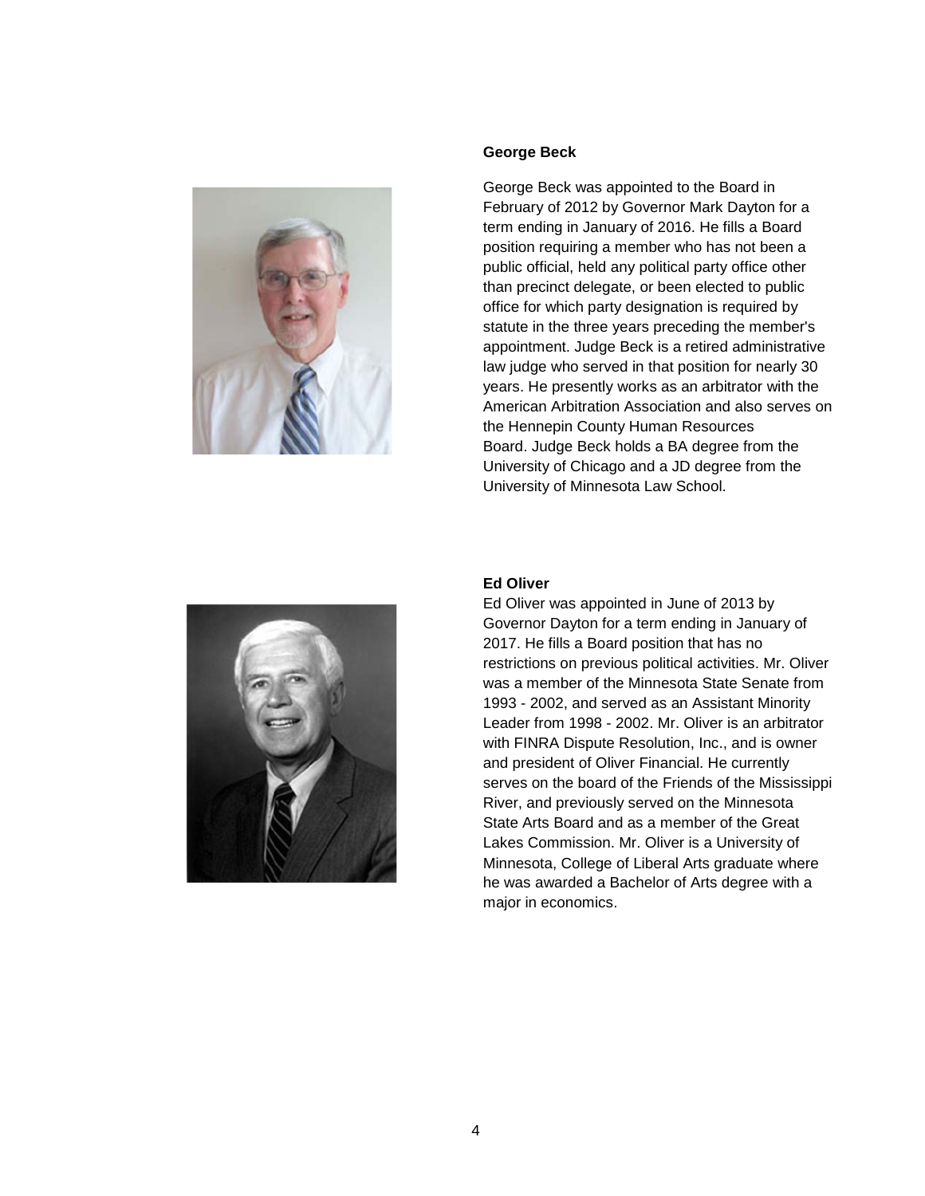### George Beck

George Beck was appointed to the Board in February of 2012 by Governor Mark Dayton for a term ending in January of 2016. He fills a Board position requiring a member who has not been a public official, held any political party office other than precinct delegate, or been elected to public office for which party designation is required by statute in the three years preceding the member's appointment. Judge Beck is a retired administrative law judge who served in that position for nearly 30 years. He presently works as an arbitrator with the American Arbitration Association and also serves on the Hennepin County Human Resources Board. Judge Beck holds a BA degree from the University of Chicago and a JD degree from the University of Minnesota Law School.

### Ed Oliver

Ed Oliver was appointed in June of 2013 by Governor Dayton for a term ending in January of 2017. He fills a Board position that has no restrictions on previous political activities. Mr. Oliver was a member of the Minnesota State Senate from 1993 - 2002, and served as an Assistant Minority Leader from 1998 - 2002. Mr. Oliver is an arbitrator with FINRA Dispute Resolution, Inc., and is owner and president of Oliver Financial. He currently serves on the board of the Friends of the Mississippi River, and previously served on the Minnesota State Arts Board and as a member of the Great Lakes Commission. Mr. Oliver is a University of Minnesota, College of Liberal Arts graduate where he was awarded a Bachelor of Arts degree with a major in economics.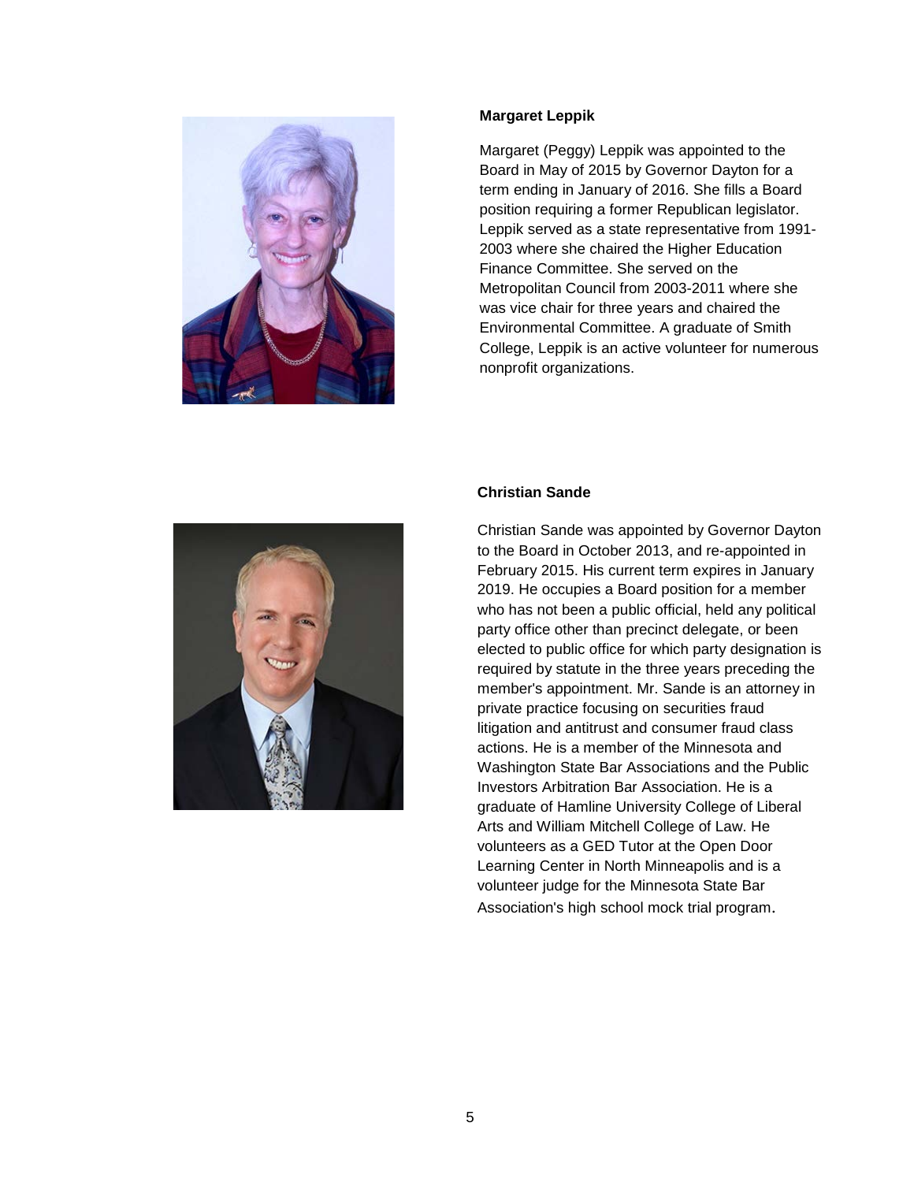### Margaret Leppik

Margaret (Peggy) Leppik was appointed to the Board in May of 2015 by Governor Dayton for a term ending in January of 2016. She fills a Board position requiring a former Republican legislator. Leppik served as a state representative from 1991-2003 where she chaired the Higher Education Finance Committee. She served on the Metropolitan Council from 2003-2011 where she was vice chair for three years and chaired the Environmental Committee. A graduate of Smith College, Leppik is an active volunteer for numerous nonprofit organizations.

### Christian Sande

Christian Sande was appointed by Governor Dayton to the Board in October 2013, and re-appointed in February 2015. His current term expires in January 2019. He occupies a Board position for a member who has not been a public official, held any political party office other than precinct delegate, or been elected to public office for which party designation is required by statute in the three years preceding the member's appointment. Mr. Sande is an attorney in private practice focusing on securities fraud litigation and antitrust and consumer fraud class actions. He is a member of the Minnesota and Washington State Bar Associations and the Public Investors Arbitration Bar Association. He is a graduate of Hamline University College of Liberal Arts and William Mitchell College of Law. He volunteers as a GED Tutor at the Open Door Learning Center in North Minneapolis and is a volunteer judge for the Minnesota State Bar Association's high school mock trial program.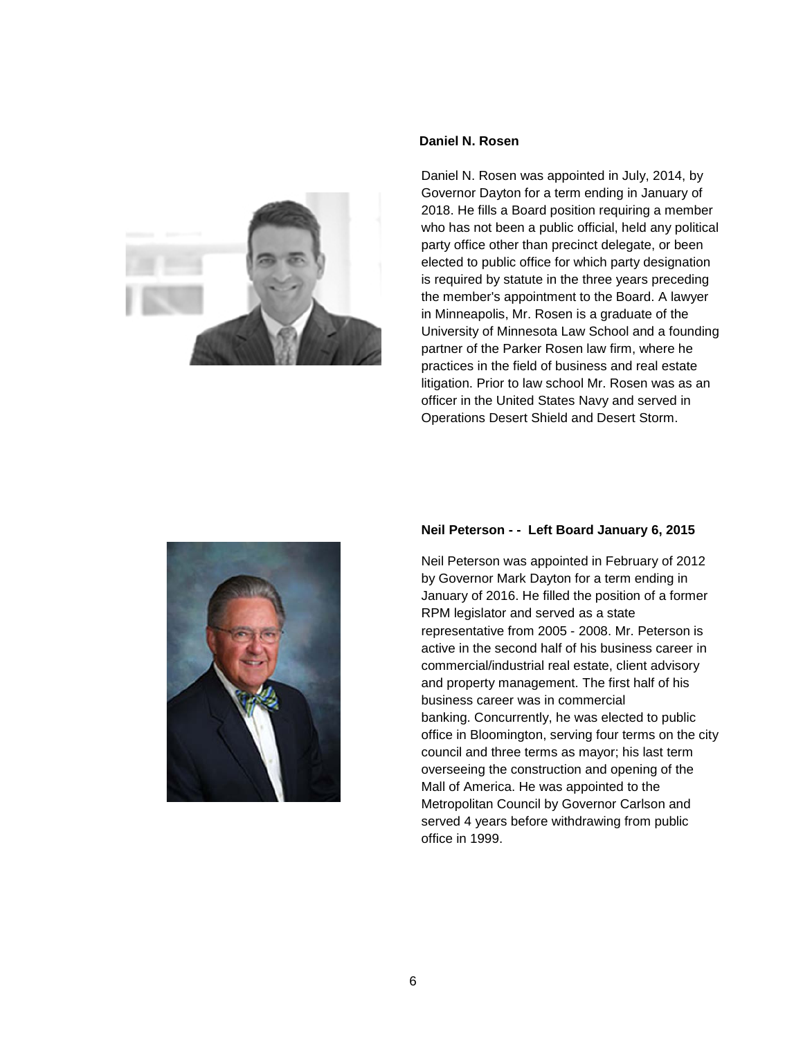**Daniel N. Rosen**

Daniel N. Rosen was appointed in July, 2014, by Governor Dayton for a term ending in January of 2018. He fills a Board position requiring a member who has not been a public official, held any political party office other than precinct delegate, or been elected to public office for which party designation is required by statute in the three years preceding the member's appointment to the Board. A lawyer in Minneapolis, Mr. Rosen is a graduate of the University of Minnesota Law School and a founding partner of the Parker Rosen law firm, where he practices in the field of business and real estate litigation. Prior to law school Mr. Rosen was as an officer in the United States Navy and served in Operations Desert Shield and Desert Storm.

**Neil Peterson - - Left Board January 6, 2015**

Neil Peterson was appointed in February of 2012 by Governor Mark Dayton for a term ending in January of 2016. He filled the position of a former RPM legislator and served as a state representative from 2005 - 2008. Mr. Peterson is active in the second half of his business career in commercial/industrial real estate, client advisory and property management. The first half of his business career was in commercial banking. Concurrently, he was elected to public office in Bloomington, serving four terms on the city council and three terms as mayor; his last term overseeing the construction and opening of the Mall of America. He was appointed to the Metropolitan Council by Governor Carlson and served 4 years before withdrawing from public office in 1999.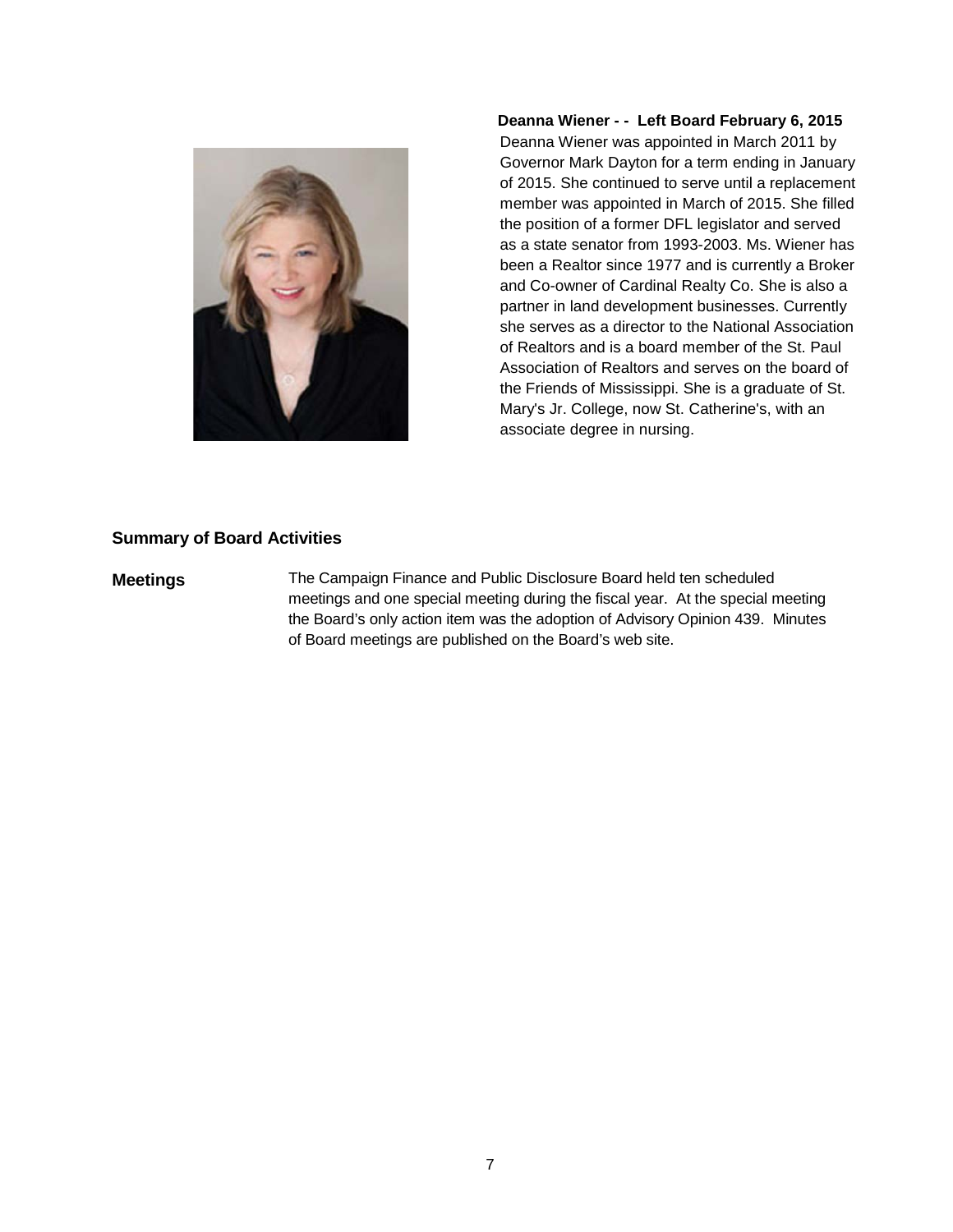**Deanna Wiener - - Left Board February 6, 2015**

Deanna Wiener was appointed in March 2011 by Governor Mark Dayton for a term ending in January of 2015. She continued to serve until a replacement member was appointed in March of 2015. She filled the position of a former DFL legislator and served as a state senator from 1993-2003. Ms. Wiener has been a Realtor since 1977 and is currently a Broker and Co-owner of Cardinal Realty Co. She is also a partner in land development businesses. Currently she serves as a director to the National Association of Realtors and is a board member of the St. Paul Association of Realtors and serves on the board of the Friends of Mississippi. She is a graduate of St. Mary's Jr. College, now St. Catherine's, with an associate degree in nursing.

## Summary of Board Activities

**Meetings**

The Campaign Finance and Public Disclosure Board held ten scheduled meetings and one special meeting during the fiscal year. At the special meeting the Board's only action item was the adoption of Advisory Opinion 439. Minutes of Board meetings are published on the Board's web site.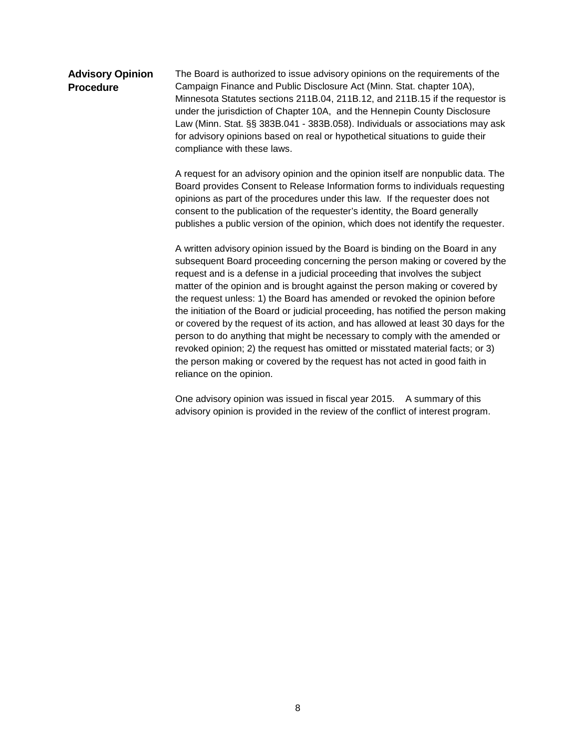## Advisory Opinion Procedure

The Board is authorized to issue advisory opinions on the requirements of the Campaign Finance and Public Disclosure Act (Minn. Stat. chapter 10A), Minnesota Statutes sections 211B.04, 211B.12, and 211B.15 if the requestor is under the jurisdiction of Chapter 10A, and the Hennepin County Disclosure Law (Minn. Stat. §§ 383B.041 - 383B.058). Individuals or associations may ask for advisory opinions based on real or hypothetical situations to guide their compliance with these laws.

A request for an advisory opinion and the opinion itself are nonpublic data. The Board provides Consent to Release Information forms to individuals requesting opinions as part of the procedures under this law. If the requester does not consent to the publication of the requester's identity, the Board generally publishes a public version of the opinion, which does not identify the requester.

A written advisory opinion issued by the Board is binding on the Board in any subsequent Board proceeding concerning the person making or covered by the request and is a defense in a judicial proceeding that involves the subject matter of the opinion and is brought against the person making or covered by the request unless: 1) the Board has amended or revoked the opinion before the initiation of the Board or judicial proceeding, has notified the person making or covered by the request of its action, and has allowed at least 30 days for the person to do anything that might be necessary to comply with the amended or revoked opinion; 2) the request has omitted or misstated material facts; or 3) the person making or covered by the request has not acted in good faith in reliance on the opinion.

One advisory opinion was issued in fiscal year 2015. A summary of this advisory opinion is provided in the review of the conflict of interest program.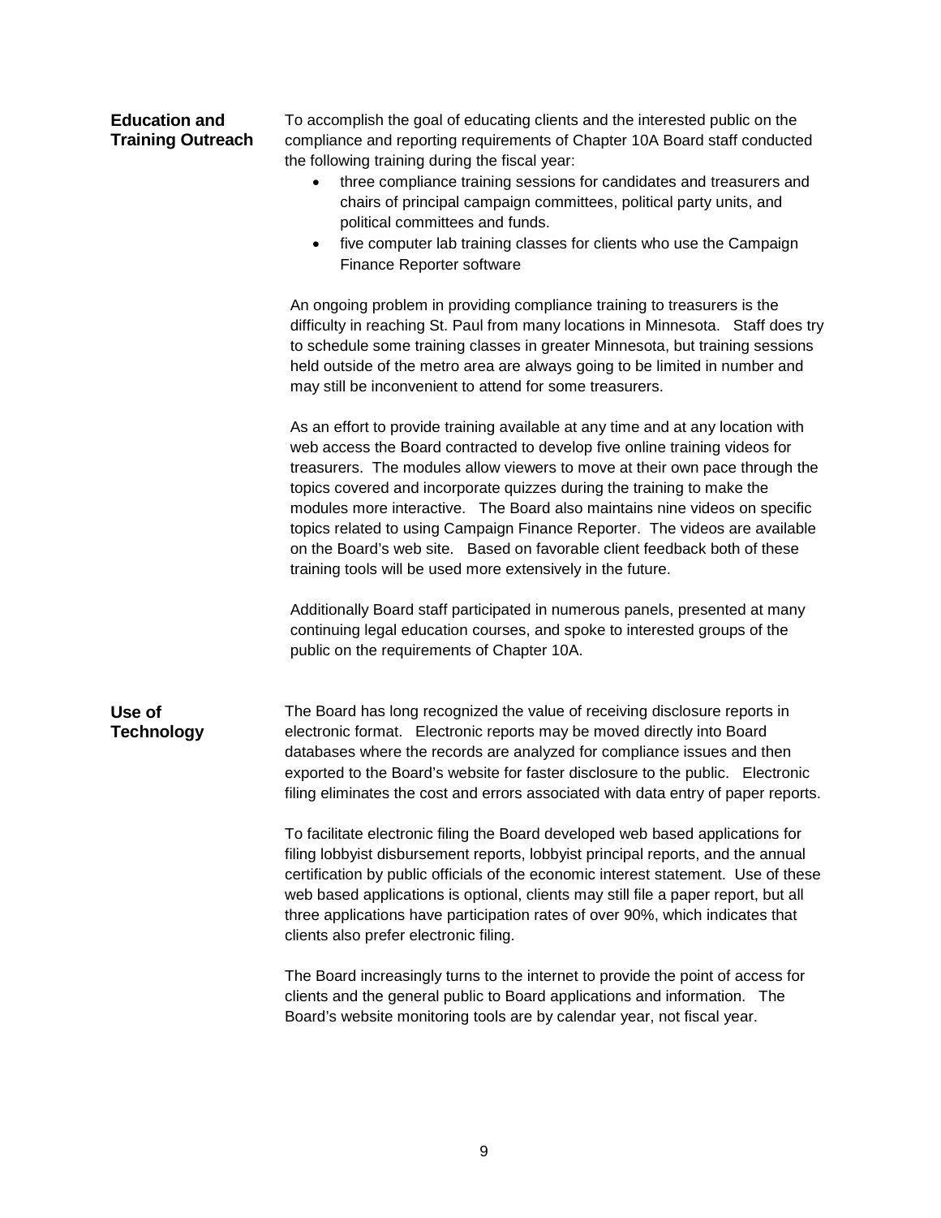## Education and Training Outreach

To accomplish the goal of educating clients and the interested public on the compliance and reporting requirements of Chapter 10A Board staff conducted the following training during the fiscal year:

- three compliance training sessions for candidates and treasurers and chairs of principal campaign committees, political party units, and political committees and funds.
- five computer lab training classes for clients who use the Campaign Finance Reporter software

An ongoing problem in providing compliance training to treasurers is the difficulty in reaching St. Paul from many locations in Minnesota. Staff does try to schedule some training classes in greater Minnesota, but training sessions held outside of the metro area are always going to be limited in number and may still be inconvenient to attend for some treasurers.

As an effort to provide training available at any time and at any location with web access the Board contracted to develop five online training videos for treasurers. The modules allow viewers to move at their own pace through the topics covered and incorporate quizzes during the training to make the modules more interactive. The Board also maintains nine videos on specific topics related to using Campaign Finance Reporter. The videos are available on the Board's web site. Based on favorable client feedback both of these training tools will be used more extensively in the future.

Additionally Board staff participated in numerous panels, presented at many continuing legal education courses, and spoke to interested groups of the public on the requirements of Chapter 10A.

## Use of Technology

The Board has long recognized the value of receiving disclosure reports in electronic format. Electronic reports may be moved directly into Board databases where the records are analyzed for compliance issues and then exported to the Board's website for faster disclosure to the public. Electronic filing eliminates the cost and errors associated with data entry of paper reports.

To facilitate electronic filing the Board developed web based applications for filing lobbyist disbursement reports, lobbyist principal reports, and the annual certification by public officials of the economic interest statement. Use of these web based applications is optional, clients may still file a paper report, but all three applications have participation rates of over 90%, which indicates that clients also prefer electronic filing.

The Board increasingly turns to the internet to provide the point of access for clients and the general public to Board applications and information. The Board's website monitoring tools are by calendar year, not fiscal year.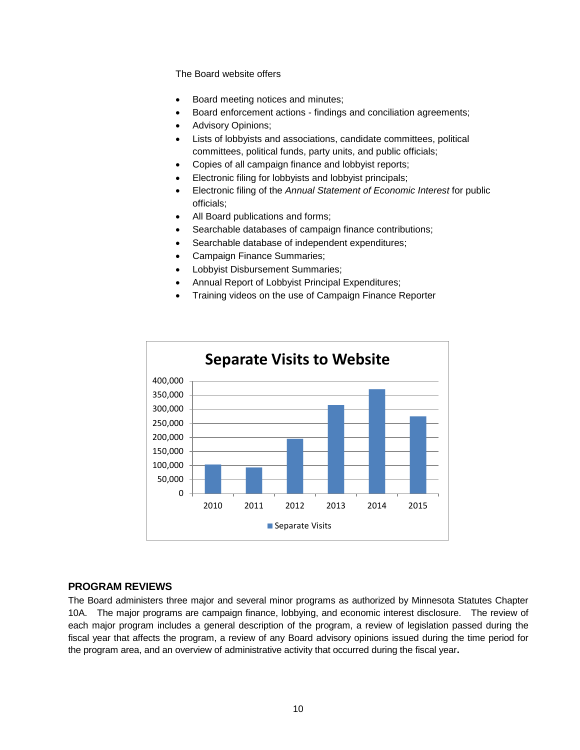The Board website offers

- Board meeting notices and minutes;
- Board enforcement actions - findings and conciliation agreements;
- Advisory Opinions;
- Lists of lobbyists and associations, candidate committees, political committees, political funds, party units, and public officials;
- Copies of all campaign finance and lobbyist reports;
- Electronic filing for lobbyists and lobbyist principals;
- Electronic filing of the *Annual Statement of Economic Interest* for public officials;
- All Board publications and forms;
- Searchable databases of campaign finance contributions;
- Searchable database of independent expenditures;
- Campaign Finance Summaries;
- Lobbyist Disbursement Summaries;
- Annual Report of Lobbyist Principal Expenditures;
- Training videos on the use of Campaign Finance Reporter

**Separate Visits to Website**

(Bar chart, legend: Separate Visits; y-axis 0 to 400,000; x-axis years 2010–2015)

## PROGRAM REVIEWS

The Board administers three major and several minor programs as authorized by Minnesota Statutes Chapter 10A. The major programs are campaign finance, lobbying, and economic interest disclosure. The review of each major program includes a general description of the program, a review of legislation passed during the fiscal year that affects the program, a review of any Board advisory opinions issued during the time period for the program area, and an overview of administrative activity that occurred during the fiscal year.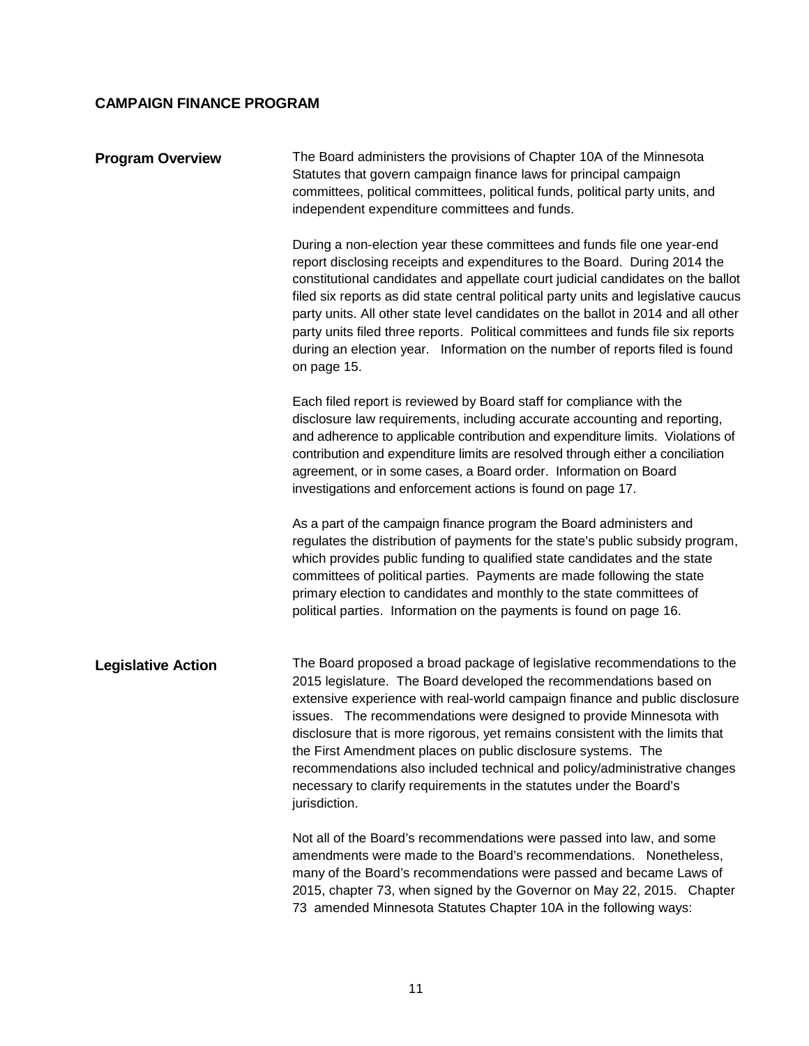## CAMPAIGN FINANCE PROGRAM

### Program Overview

The Board administers the provisions of Chapter 10A of the Minnesota Statutes that govern campaign finance laws for principal campaign committees, political committees, political funds, political party units, and independent expenditure committees and funds.

During a non-election year these committees and funds file one year-end report disclosing receipts and expenditures to the Board. During 2014 the constitutional candidates and appellate court judicial candidates on the ballot filed six reports as did state central political party units and legislative caucus party units. All other state level candidates on the ballot in 2014 and all other party units filed three reports. Political committees and funds file six reports during an election year. Information on the number of reports filed is found on page 15.

Each filed report is reviewed by Board staff for compliance with the disclosure law requirements, including accurate accounting and reporting, and adherence to applicable contribution and expenditure limits. Violations of contribution and expenditure limits are resolved through either a conciliation agreement, or in some cases, a Board order. Information on Board investigations and enforcement actions is found on page 17.

As a part of the campaign finance program the Board administers and regulates the distribution of payments for the state's public subsidy program, which provides public funding to qualified state candidates and the state committees of political parties. Payments are made following the state primary election to candidates and monthly to the state committees of political parties. Information on the payments is found on page 16.

### Legislative Action

The Board proposed a broad package of legislative recommendations to the 2015 legislature. The Board developed the recommendations based on extensive experience with real-world campaign finance and public disclosure issues. The recommendations were designed to provide Minnesota with disclosure that is more rigorous, yet remains consistent with the limits that the First Amendment places on public disclosure systems. The recommendations also included technical and policy/administrative changes necessary to clarify requirements in the statutes under the Board's jurisdiction.

Not all of the Board's recommendations were passed into law, and some amendments were made to the Board's recommendations. Nonetheless, many of the Board's recommendations were passed and became Laws of 2015, chapter 73, when signed by the Governor on May 22, 2015. Chapter 73 amended Minnesota Statutes Chapter 10A in the following ways: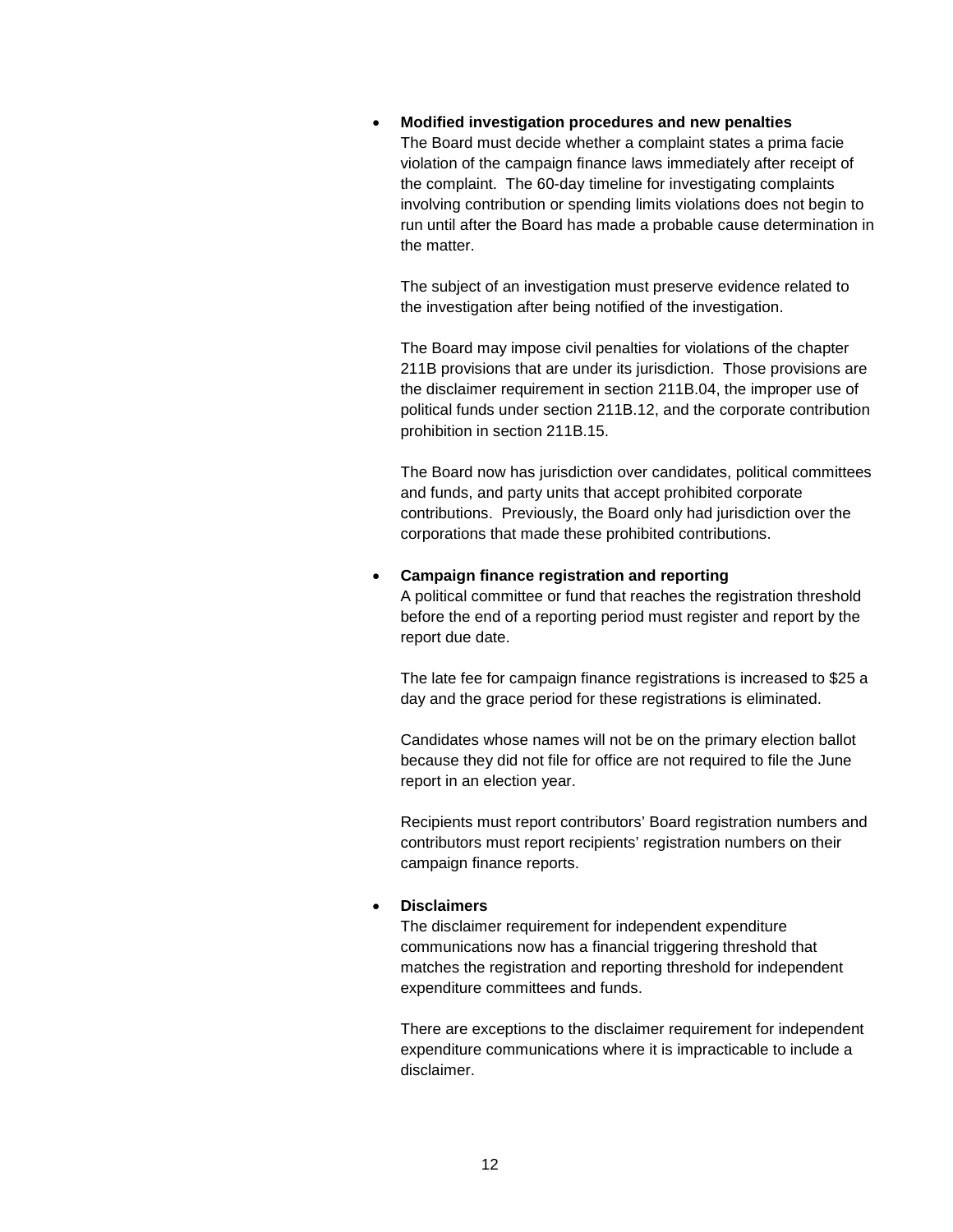- **Modified investigation procedures and new penalties**
  The Board must decide whether a complaint states a prima facie violation of the campaign finance laws immediately after receipt of the complaint. The 60-day timeline for investigating complaints involving contribution or spending limits violations does not begin to run until after the Board has made a probable cause determination in the matter.

  The subject of an investigation must preserve evidence related to the investigation after being notified of the investigation.

  The Board may impose civil penalties for violations of the chapter 211B provisions that are under its jurisdiction. Those provisions are the disclaimer requirement in section 211B.04, the improper use of political funds under section 211B.12, and the corporate contribution prohibition in section 211B.15.

  The Board now has jurisdiction over candidates, political committees and funds, and party units that accept prohibited corporate contributions. Previously, the Board only had jurisdiction over the corporations that made these prohibited contributions.

- **Campaign finance registration and reporting**
  A political committee or fund that reaches the registration threshold before the end of a reporting period must register and report by the report due date.

  The late fee for campaign finance registrations is increased to $25 a day and the grace period for these registrations is eliminated.

  Candidates whose names will not be on the primary election ballot because they did not file for office are not required to file the June report in an election year.

  Recipients must report contributors' Board registration numbers and contributors must report recipients' registration numbers on their campaign finance reports.

- **Disclaimers**
  The disclaimer requirement for independent expenditure communications now has a financial triggering threshold that matches the registration and reporting threshold for independent expenditure committees and funds.

  There are exceptions to the disclaimer requirement for independent expenditure communications where it is impracticable to include a disclaimer.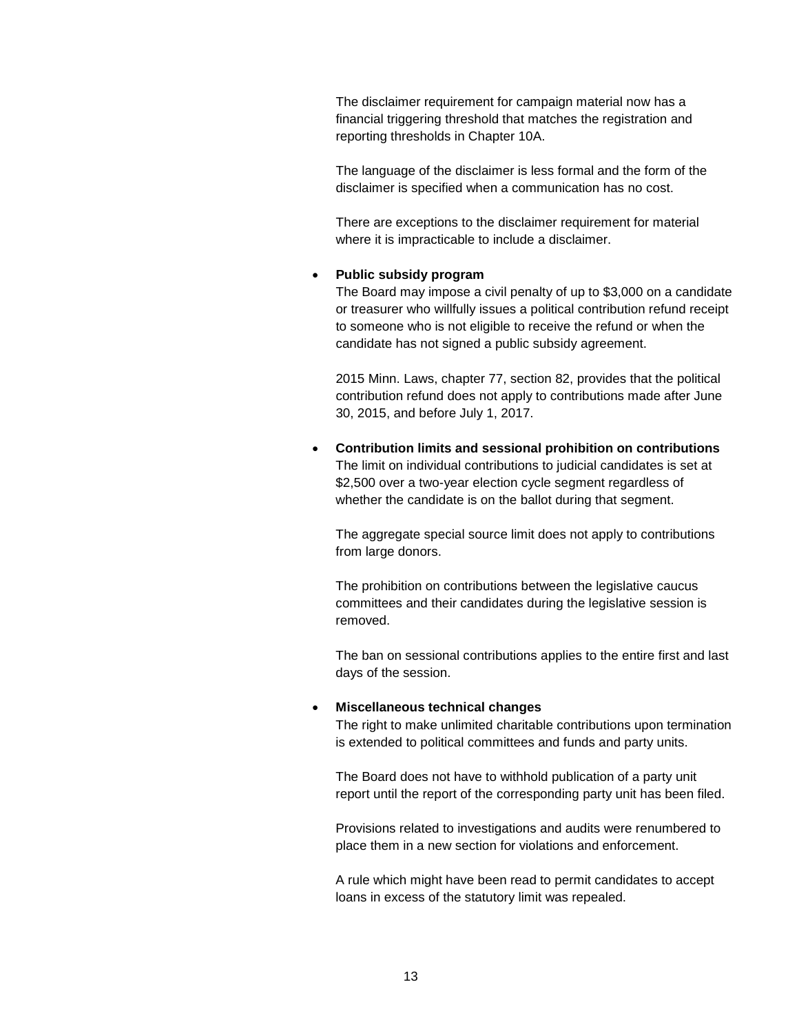The disclaimer requirement for campaign material now has a financial triggering threshold that matches the registration and reporting thresholds in Chapter 10A.

The language of the disclaimer is less formal and the form of the disclaimer is specified when a communication has no cost.

There are exceptions to the disclaimer requirement for material where it is impracticable to include a disclaimer.

- **Public subsidy program**
  The Board may impose a civil penalty of up to $3,000 on a candidate or treasurer who willfully issues a political contribution refund receipt to someone who is not eligible to receive the refund or when the candidate has not signed a public subsidy agreement.

  2015 Minn. Laws, chapter 77, section 82, provides that the political contribution refund does not apply to contributions made after June 30, 2015, and before July 1, 2017.

- **Contribution limits and sessional prohibition on contributions**
  The limit on individual contributions to judicial candidates is set at $2,500 over a two-year election cycle segment regardless of whether the candidate is on the ballot during that segment.

  The aggregate special source limit does not apply to contributions from large donors.

  The prohibition on contributions between the legislative caucus committees and their candidates during the legislative session is removed.

  The ban on sessional contributions applies to the entire first and last days of the session.

- **Miscellaneous technical changes**
  The right to make unlimited charitable contributions upon termination is extended to political committees and funds and party units.

  The Board does not have to withhold publication of a party unit report until the report of the corresponding party unit has been filed.

  Provisions related to investigations and audits were renumbered to place them in a new section for violations and enforcement.

  A rule which might have been read to permit candidates to accept loans in excess of the statutory limit was repealed.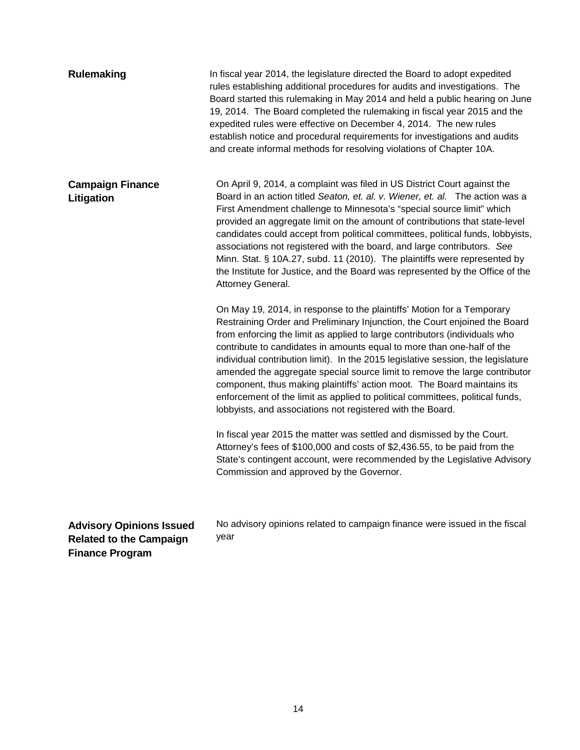## Rulemaking

In fiscal year 2014, the legislature directed the Board to adopt expedited rules establishing additional procedures for audits and investigations. The Board started this rulemaking in May 2014 and held a public hearing on June 19, 2014. The Board completed the rulemaking in fiscal year 2015 and the expedited rules were effective on December 4, 2014. The new rules establish notice and procedural requirements for investigations and audits and create informal methods for resolving violations of Chapter 10A.

## Campaign Finance Litigation

On April 9, 2014, a complaint was filed in US District Court against the Board in an action titled *Seaton, et. al. v. Wiener, et. al.* The action was a First Amendment challenge to Minnesota's "special source limit" which provided an aggregate limit on the amount of contributions that state-level candidates could accept from political committees, political funds, lobbyists, associations not registered with the board, and large contributors. *See* Minn. Stat. § 10A.27, subd. 11 (2010). The plaintiffs were represented by the Institute for Justice, and the Board was represented by the Office of the Attorney General.

On May 19, 2014, in response to the plaintiffs' Motion for a Temporary Restraining Order and Preliminary Injunction, the Court enjoined the Board from enforcing the limit as applied to large contributors (individuals who contribute to candidates in amounts equal to more than one-half of the individual contribution limit). In the 2015 legislative session, the legislature amended the aggregate special source limit to remove the large contributor component, thus making plaintiffs' action moot. The Board maintains its enforcement of the limit as applied to political committees, political funds, lobbyists, and associations not registered with the Board.

In fiscal year 2015 the matter was settled and dismissed by the Court. Attorney's fees of $100,000 and costs of $2,436.55, to be paid from the State's contingent account, were recommended by the Legislative Advisory Commission and approved by the Governor.

## Advisory Opinions Issued Related to the Campaign Finance Program

No advisory opinions related to campaign finance were issued in the fiscal year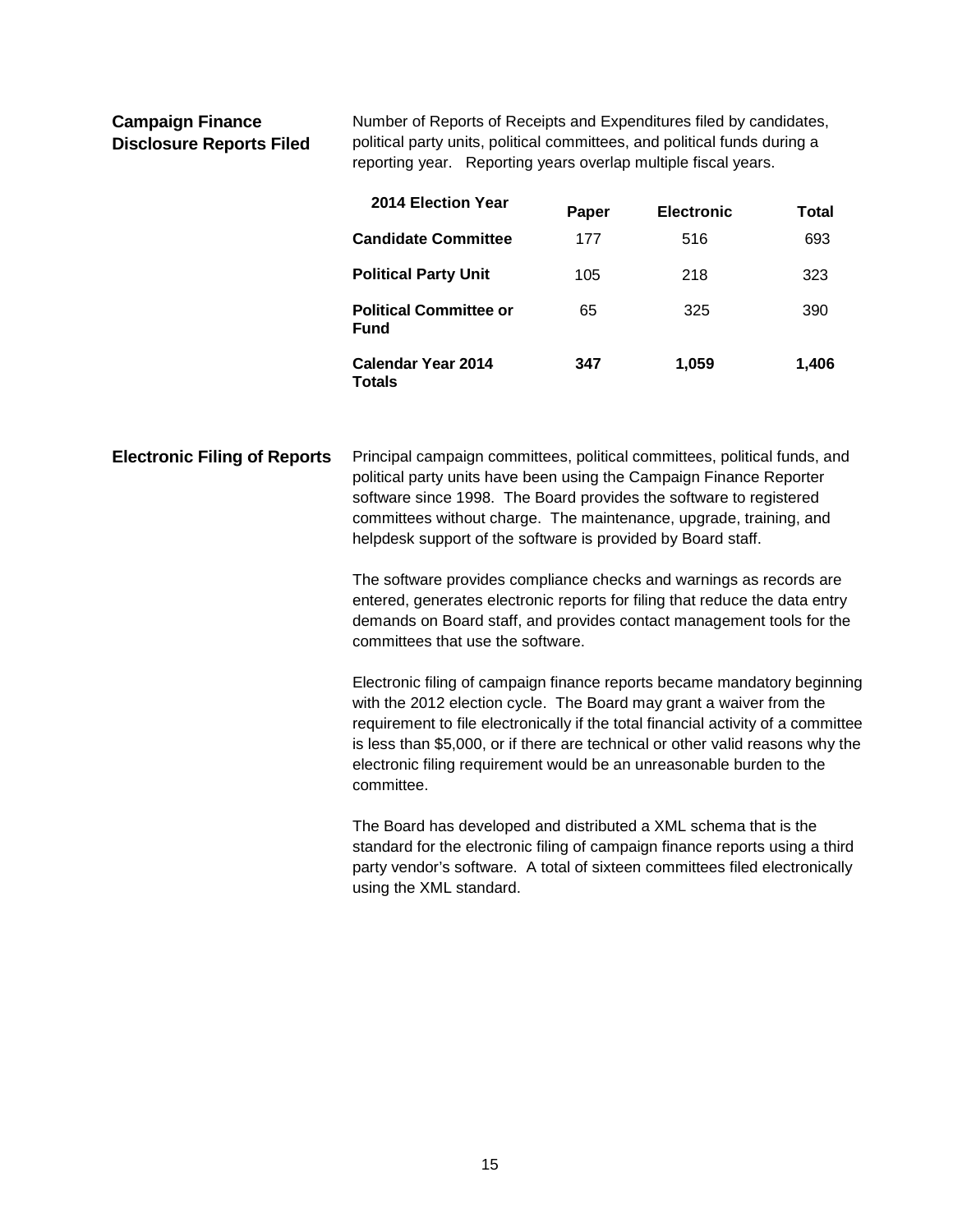## Campaign Finance Disclosure Reports Filed

Number of Reports of Receipts and Expenditures filed by candidates, political party units, political committees, and political funds during a reporting year. Reporting years overlap multiple fiscal years.

| 2014 Election Year | Paper | Electronic | Total |
|---|---|---|---|
| **Candidate Committee** | 177 | 516 | 693 |
| **Political Party Unit** | 105 | 218 | 323 |
| **Political Committee or Fund** | 65 | 325 | 390 |
| **Calendar Year 2014 Totals** | **347** | **1,059** | **1,406** |

## Electronic Filing of Reports

Principal campaign committees, political committees, political funds, and political party units have been using the Campaign Finance Reporter software since 1998. The Board provides the software to registered committees without charge. The maintenance, upgrade, training, and helpdesk support of the software is provided by Board staff.

The software provides compliance checks and warnings as records are entered, generates electronic reports for filing that reduce the data entry demands on Board staff, and provides contact management tools for the committees that use the software.

Electronic filing of campaign finance reports became mandatory beginning with the 2012 election cycle. The Board may grant a waiver from the requirement to file electronically if the total financial activity of a committee is less than $5,000, or if there are technical or other valid reasons why the electronic filing requirement would be an unreasonable burden to the committee.

The Board has developed and distributed a XML schema that is the standard for the electronic filing of campaign finance reports using a third party vendor's software. A total of sixteen committees filed electronically using the XML standard.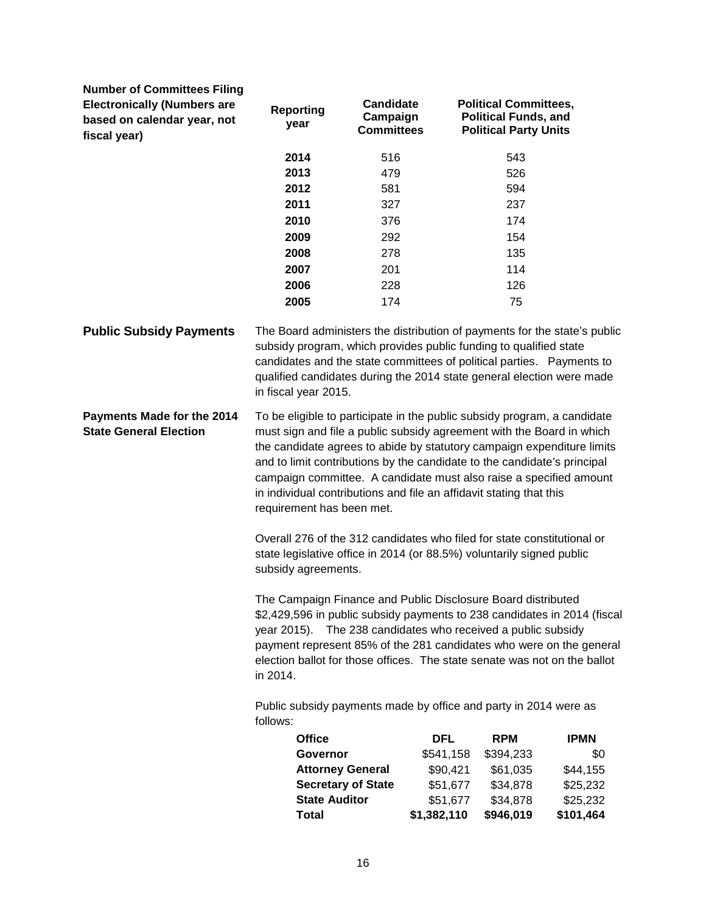**Number of Committees Filing Electronically (Numbers are based on calendar year, not fiscal year)**

| Reporting year | Candidate Campaign Committees | Political Committees, Political Funds, and Political Party Units |
|---|---|---|
| **2014** | 516 | 543 |
| **2013** | 479 | 526 |
| **2012** | 581 | 594 |
| **2011** | 327 | 237 |
| **2010** | 376 | 174 |
| **2009** | 292 | 154 |
| **2008** | 278 | 135 |
| **2007** | 201 | 114 |
| **2006** | 228 | 126 |
| **2005** | 174 | 75 |

## Public Subsidy Payments

The Board administers the distribution of payments for the state's public subsidy program, which provides public funding to qualified state candidates and the state committees of political parties. Payments to qualified candidates during the 2014 state general election were made in fiscal year 2015.

### Payments Made for the 2014 State General Election

To be eligible to participate in the public subsidy program, a candidate must sign and file a public subsidy agreement with the Board in which the candidate agrees to abide by statutory campaign expenditure limits and to limit contributions by the candidate to the candidate's principal campaign committee. A candidate must also raise a specified amount in individual contributions and file an affidavit stating that this requirement has been met.

Overall 276 of the 312 candidates who filed for state constitutional or state legislative office in 2014 (or 88.5%) voluntarily signed public subsidy agreements.

The Campaign Finance and Public Disclosure Board distributed $2,429,596 in public subsidy payments to 238 candidates in 2014 (fiscal year 2015). The 238 candidates who received a public subsidy payment represent 85% of the 281 candidates who were on the general election ballot for those offices. The state senate was not on the ballot in 2014.

Public subsidy payments made by office and party in 2014 were as follows:

| Office | DFL | RPM | IPMN |
|---|---|---|---|
| **Governor** | $541,158 | $394,233 | $0 |
| **Attorney General** | $90,421 | $61,035 | $44,155 |
| **Secretary of State** | $51,677 | $34,878 | $25,232 |
| **State Auditor** | $51,677 | $34,878 | $25,232 |
| **Total** | **$1,382,110** | **$946,019** | **$101,464** |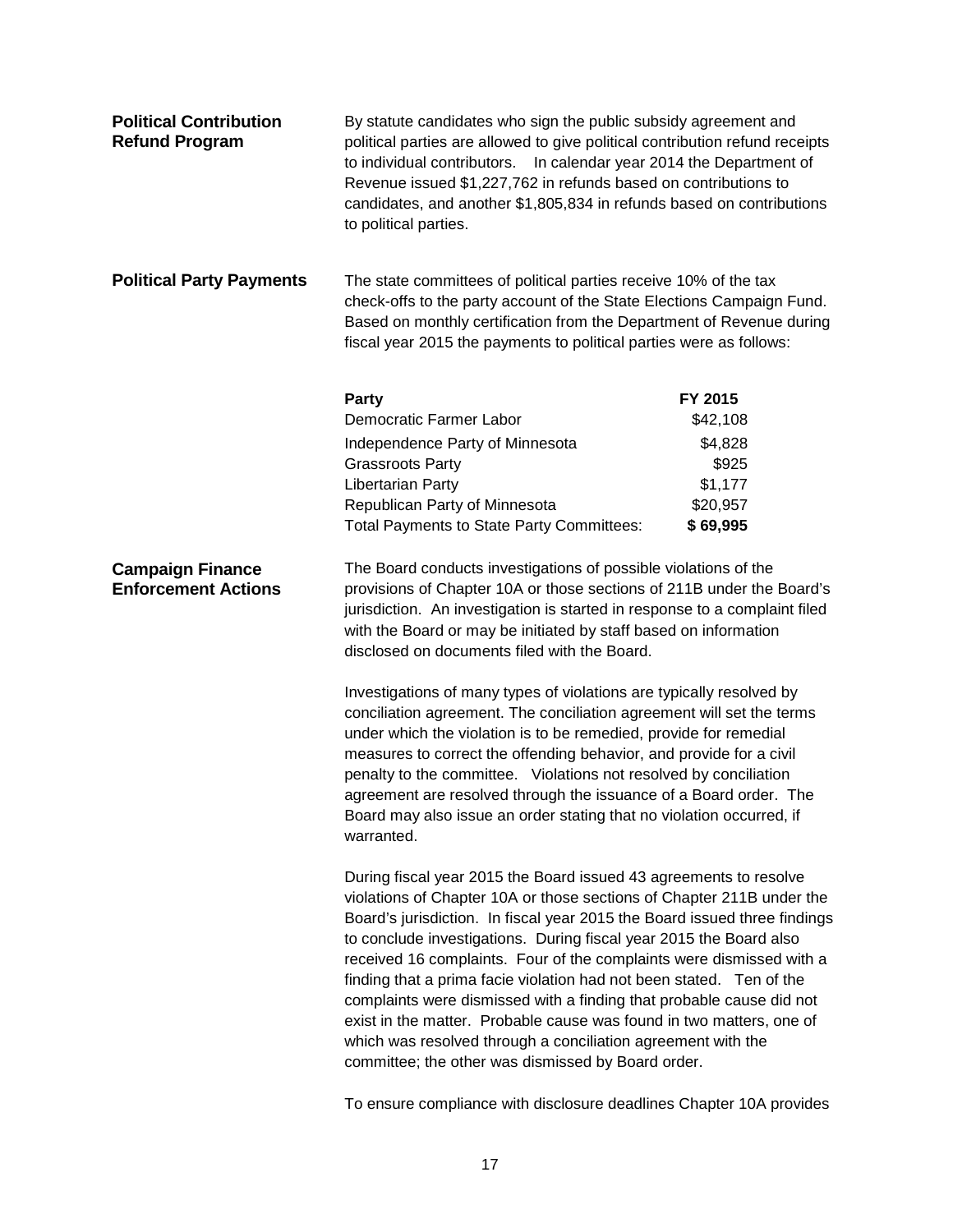## Political Contribution Refund Program

By statute candidates who sign the public subsidy agreement and political parties are allowed to give political contribution refund receipts to individual contributors. In calendar year 2014 the Department of Revenue issued $1,227,762 in refunds based on contributions to candidates, and another $1,805,834 in refunds based on contributions to political parties.

## Political Party Payments

The state committees of political parties receive 10% of the tax check-offs to the party account of the State Elections Campaign Fund. Based on monthly certification from the Department of Revenue during fiscal year 2015 the payments to political parties were as follows:

| Party | FY 2015 |
|---|---|
| Democratic Farmer Labor | $42,108 |
| Independence Party of Minnesota | $4,828 |
| Grassroots Party | $925 |
| Libertarian Party | $1,177 |
| Republican Party of Minnesota | $20,957 |
| Total Payments to State Party Committees: | **$ 69,995** |

## Campaign Finance Enforcement Actions

The Board conducts investigations of possible violations of the provisions of Chapter 10A or those sections of 211B under the Board's jurisdiction. An investigation is started in response to a complaint filed with the Board or may be initiated by staff based on information disclosed on documents filed with the Board.

Investigations of many types of violations are typically resolved by conciliation agreement. The conciliation agreement will set the terms under which the violation is to be remedied, provide for remedial measures to correct the offending behavior, and provide for a civil penalty to the committee. Violations not resolved by conciliation agreement are resolved through the issuance of a Board order. The Board may also issue an order stating that no violation occurred, if warranted.

During fiscal year 2015 the Board issued 43 agreements to resolve violations of Chapter 10A or those sections of Chapter 211B under the Board's jurisdiction. In fiscal year 2015 the Board issued three findings to conclude investigations. During fiscal year 2015 the Board also received 16 complaints. Four of the complaints were dismissed with a finding that a prima facie violation had not been stated. Ten of the complaints were dismissed with a finding that probable cause did not exist in the matter. Probable cause was found in two matters, one of which was resolved through a conciliation agreement with the committee; the other was dismissed by Board order.

To ensure compliance with disclosure deadlines Chapter 10A provides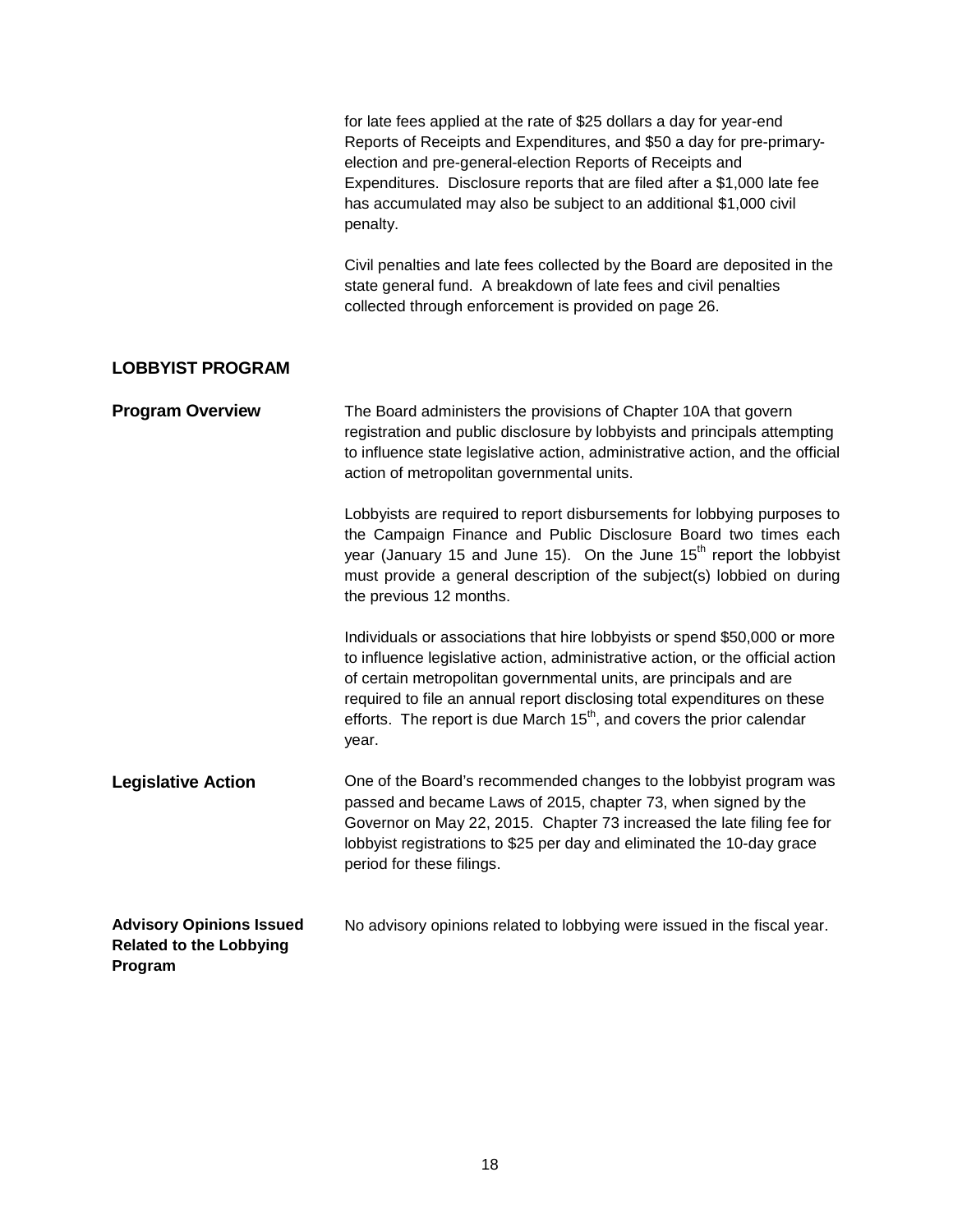for late fees applied at the rate of $25 dollars a day for year-end Reports of Receipts and Expenditures, and $50 a day for pre-primary-election and pre-general-election Reports of Receipts and Expenditures. Disclosure reports that are filed after a $1,000 late fee has accumulated may also be subject to an additional $1,000 civil penalty.

Civil penalties and late fees collected by the Board are deposited in the state general fund. A breakdown of late fees and civil penalties collected through enforcement is provided on page 26.

## LOBBYIST PROGRAM

### Program Overview

The Board administers the provisions of Chapter 10A that govern registration and public disclosure by lobbyists and principals attempting to influence state legislative action, administrative action, and the official action of metropolitan governmental units.

Lobbyists are required to report disbursements for lobbying purposes to the Campaign Finance and Public Disclosure Board two times each year (January 15 and June 15). On the June 15th report the lobbyist must provide a general description of the subject(s) lobbied on during the previous 12 months.

Individuals or associations that hire lobbyists or spend $50,000 or more to influence legislative action, administrative action, or the official action of certain metropolitan governmental units, are principals and are required to file an annual report disclosing total expenditures on these efforts. The report is due March 15th, and covers the prior calendar year.

### Legislative Action

One of the Board's recommended changes to the lobbyist program was passed and became Laws of 2015, chapter 73, when signed by the Governor on May 22, 2015. Chapter 73 increased the late filing fee for lobbyist registrations to $25 per day and eliminated the 10-day grace period for these filings.

### Advisory Opinions Issued Related to the Lobbying Program

No advisory opinions related to lobbying were issued in the fiscal year.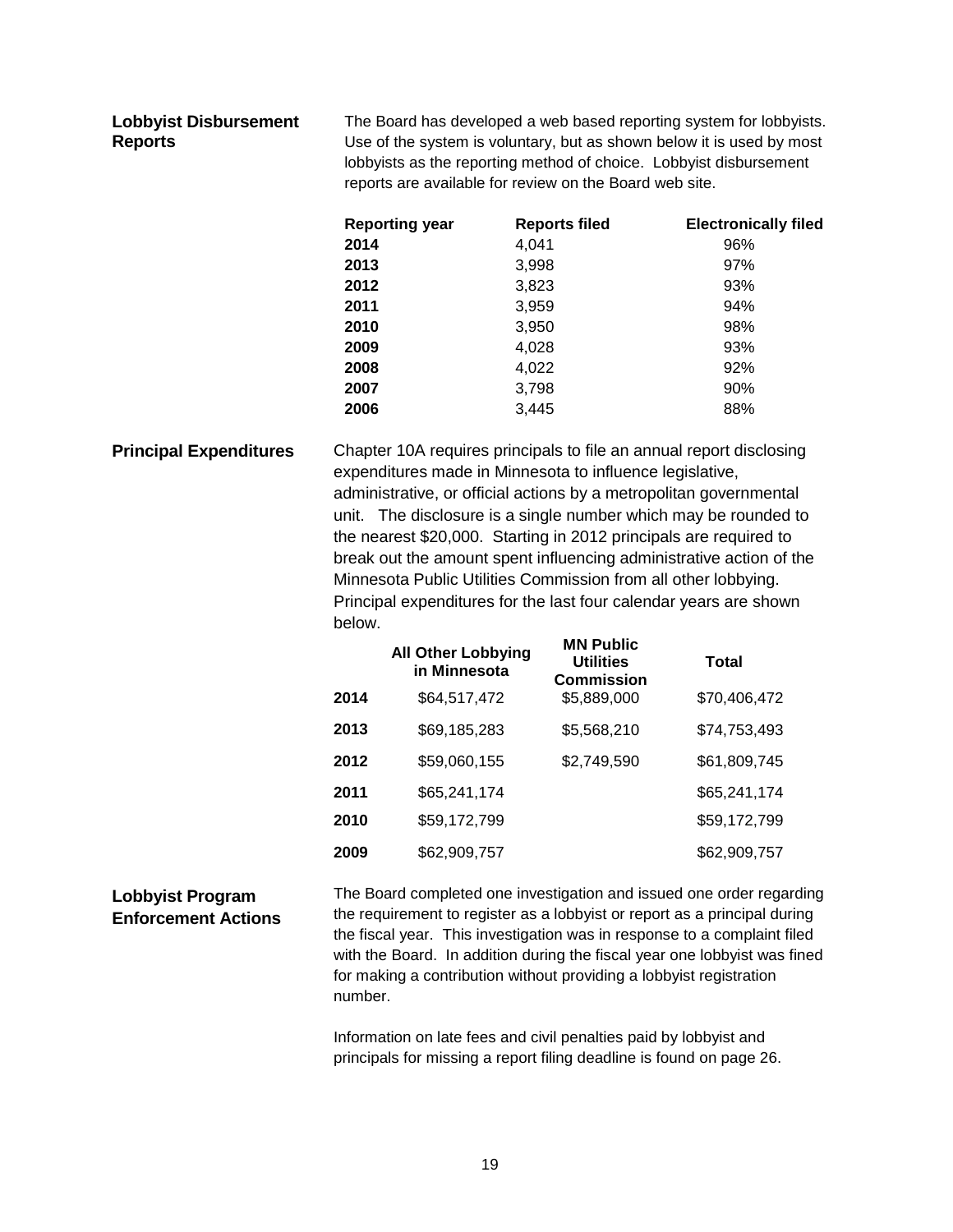## Lobbyist Disbursement Reports

The Board has developed a web based reporting system for lobbyists. Use of the system is voluntary, but as shown below it is used by most lobbyists as the reporting method of choice. Lobbyist disbursement reports are available for review on the Board web site.

| Reporting year | Reports filed | Electronically filed |
|---|---|---|
| **2014** | 4,041 | 96% |
| **2013** | 3,998 | 97% |
| **2012** | 3,823 | 93% |
| **2011** | 3,959 | 94% |
| **2010** | 3,950 | 98% |
| **2009** | 4,028 | 93% |
| **2008** | 4,022 | 92% |
| **2007** | 3,798 | 90% |
| **2006** | 3,445 | 88% |

## Principal Expenditures

Chapter 10A requires principals to file an annual report disclosing expenditures made in Minnesota to influence legislative, administrative, or official actions by a metropolitan governmental unit. The disclosure is a single number which may be rounded to the nearest $20,000. Starting in 2012 principals are required to break out the amount spent influencing administrative action of the Minnesota Public Utilities Commission from all other lobbying. Principal expenditures for the last four calendar years are shown below.

| | All Other Lobbying in Minnesota | MN Public Utilities Commission | Total |
|---|---|---|---|
| **2014** | $64,517,472 | $5,889,000 | $70,406,472 |
| **2013** | $69,185,283 | $5,568,210 | $74,753,493 |
| **2012** | $59,060,155 | $2,749,590 | $61,809,745 |
| **2011** | $65,241,174 | | $65,241,174 |
| **2010** | $59,172,799 | | $59,172,799 |
| **2009** | $62,909,757 | | $62,909,757 |

## Lobbyist Program Enforcement Actions

The Board completed one investigation and issued one order regarding the requirement to register as a lobbyist or report as a principal during the fiscal year. This investigation was in response to a complaint filed with the Board. In addition during the fiscal year one lobbyist was fined for making a contribution without providing a lobbyist registration number.

Information on late fees and civil penalties paid by lobbyist and principals for missing a report filing deadline is found on page 26.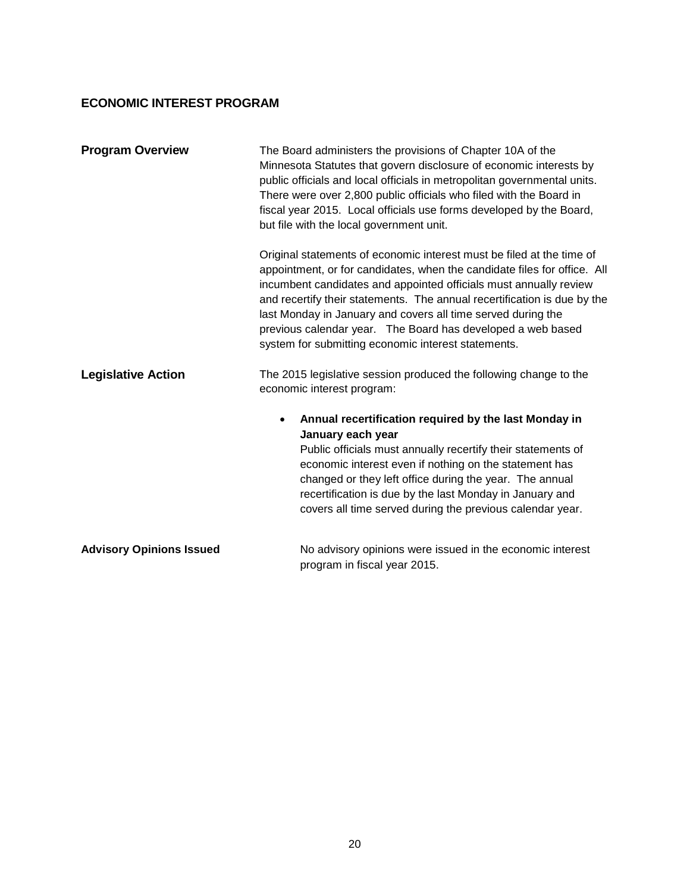## ECONOMIC INTEREST PROGRAM

**Program Overview**

The Board administers the provisions of Chapter 10A of the Minnesota Statutes that govern disclosure of economic interests by public officials and local officials in metropolitan governmental units. There were over 2,800 public officials who filed with the Board in fiscal year 2015. Local officials use forms developed by the Board, but file with the local government unit.

Original statements of economic interest must be filed at the time of appointment, or for candidates, when the candidate files for office. All incumbent candidates and appointed officials must annually review and recertify their statements. The annual recertification is due by the last Monday in January and covers all time served during the previous calendar year. The Board has developed a web based system for submitting economic interest statements.

**Legislative Action**

The 2015 legislative session produced the following change to the economic interest program:

- **Annual recertification required by the last Monday in January each year**
  Public officials must annually recertify their statements of economic interest even if nothing on the statement has changed or they left office during the year. The annual recertification is due by the last Monday in January and covers all time served during the previous calendar year.

**Advisory Opinions Issued**

No advisory opinions were issued in the economic interest program in fiscal year 2015.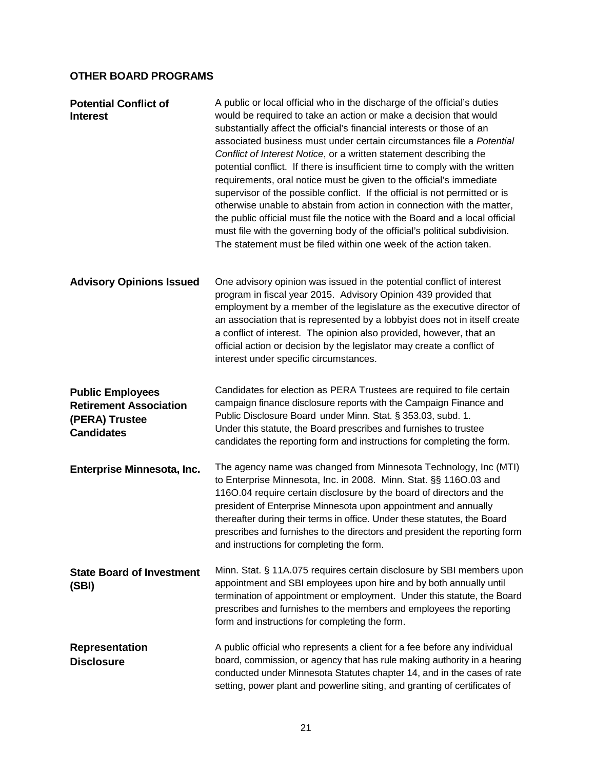## OTHER BOARD PROGRAMS

### Potential Conflict of Interest

A public or local official who in the discharge of the official's duties would be required to take an action or make a decision that would substantially affect the official's financial interests or those of an associated business must under certain circumstances file a *Potential Conflict of Interest Notice*, or a written statement describing the potential conflict. If there is insufficient time to comply with the written requirements, oral notice must be given to the official's immediate supervisor of the possible conflict. If the official is not permitted or is otherwise unable to abstain from action in connection with the matter, the public official must file the notice with the Board and a local official must file with the governing body of the official's political subdivision. The statement must be filed within one week of the action taken.

### Advisory Opinions Issued

One advisory opinion was issued in the potential conflict of interest program in fiscal year 2015. Advisory Opinion 439 provided that employment by a member of the legislature as the executive director of an association that is represented by a lobbyist does not in itself create a conflict of interest. The opinion also provided, however, that an official action or decision by the legislator may create a conflict of interest under specific circumstances.

### Public Employees Retirement Association (PERA) Trustee Candidates

Candidates for election as PERA Trustees are required to file certain campaign finance disclosure reports with the Campaign Finance and Public Disclosure Board under Minn. Stat. § 353.03, subd. 1. Under this statute, the Board prescribes and furnishes to trustee candidates the reporting form and instructions for completing the form.

### Enterprise Minnesota, Inc.

The agency name was changed from Minnesota Technology, Inc (MTI) to Enterprise Minnesota, Inc. in 2008. Minn. Stat. §§ 116O.03 and 116O.04 require certain disclosure by the board of directors and the president of Enterprise Minnesota upon appointment and annually thereafter during their terms in office. Under these statutes, the Board prescribes and furnishes to the directors and president the reporting form and instructions for completing the form.

### State Board of Investment (SBI)

Minn. Stat. § 11A.075 requires certain disclosure by SBI members upon appointment and SBI employees upon hire and by both annually until termination of appointment or employment. Under this statute, the Board prescribes and furnishes to the members and employees the reporting form and instructions for completing the form.

### Representation Disclosure

A public official who represents a client for a fee before any individual board, commission, or agency that has rule making authority in a hearing conducted under Minnesota Statutes chapter 14, and in the cases of rate setting, power plant and powerline siting, and granting of certificates of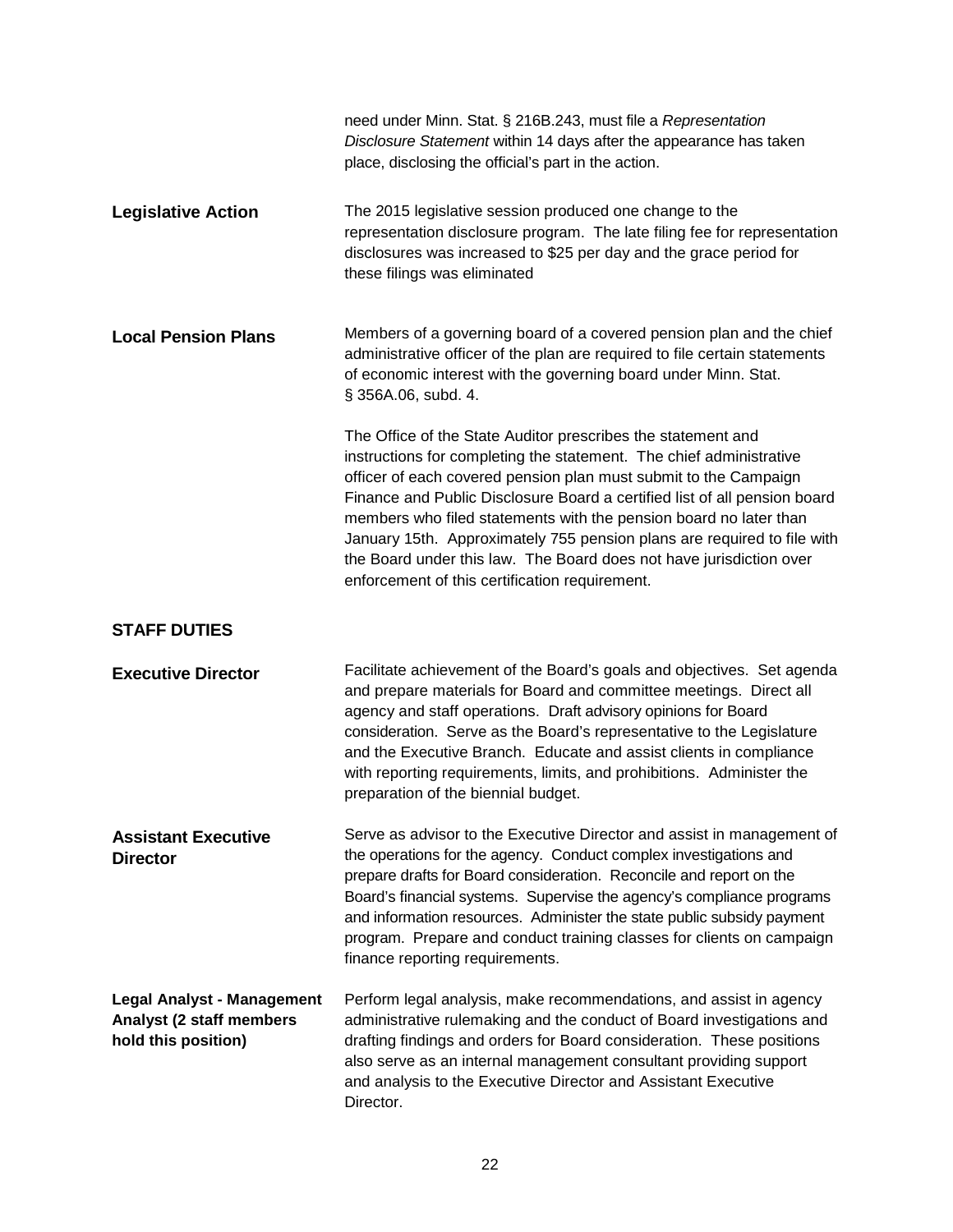need under Minn. Stat. § 216B.243, must file a *Representation Disclosure Statement* within 14 days after the appearance has taken place, disclosing the official's part in the action.

**Legislative Action**

The 2015 legislative session produced one change to the representation disclosure program. The late filing fee for representation disclosures was increased to $25 per day and the grace period for these filings was eliminated

**Local Pension Plans**

Members of a governing board of a covered pension plan and the chief administrative officer of the plan are required to file certain statements of economic interest with the governing board under Minn. Stat. § 356A.06, subd. 4.

The Office of the State Auditor prescribes the statement and instructions for completing the statement. The chief administrative officer of each covered pension plan must submit to the Campaign Finance and Public Disclosure Board a certified list of all pension board members who filed statements with the pension board no later than January 15th. Approximately 755 pension plans are required to file with the Board under this law. The Board does not have jurisdiction over enforcement of this certification requirement.

## STAFF DUTIES

**Executive Director**

Facilitate achievement of the Board's goals and objectives. Set agenda and prepare materials for Board and committee meetings. Direct all agency and staff operations. Draft advisory opinions for Board consideration. Serve as the Board's representative to the Legislature and the Executive Branch. Educate and assist clients in compliance with reporting requirements, limits, and prohibitions. Administer the preparation of the biennial budget.

**Assistant Executive Director**

Serve as advisor to the Executive Director and assist in management of the operations for the agency. Conduct complex investigations and prepare drafts for Board consideration. Reconcile and report on the Board's financial systems. Supervise the agency's compliance programs and information resources. Administer the state public subsidy payment program. Prepare and conduct training classes for clients on campaign finance reporting requirements.

**Legal Analyst - Management Analyst (2 staff members hold this position)**

Perform legal analysis, make recommendations, and assist in agency administrative rulemaking and the conduct of Board investigations and drafting findings and orders for Board consideration. These positions also serve as an internal management consultant providing support and analysis to the Executive Director and Assistant Executive Director.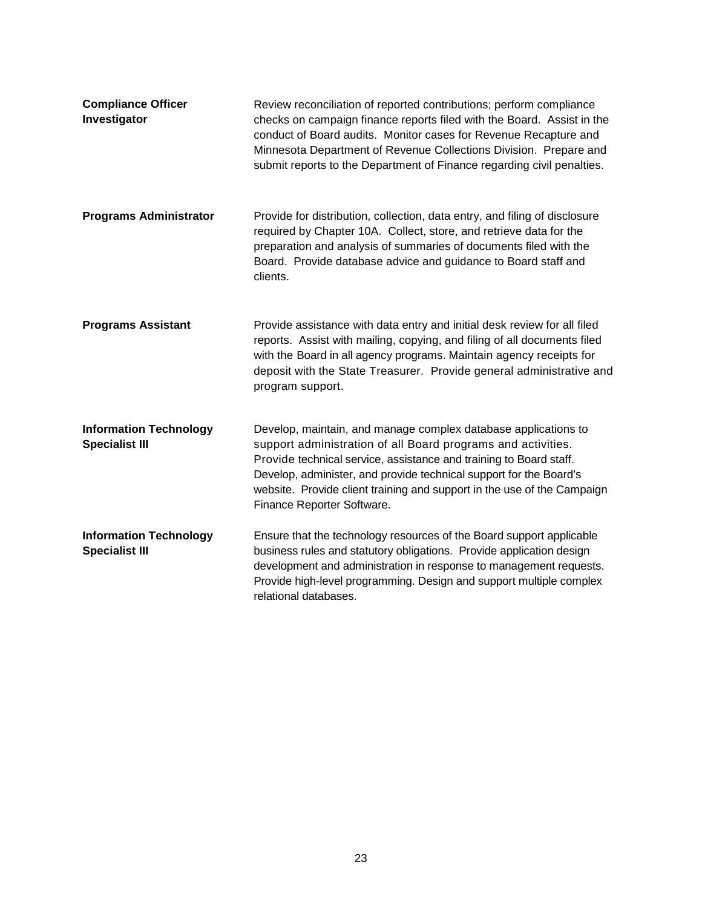**Compliance Officer Investigator**

Review reconciliation of reported contributions; perform compliance checks on campaign finance reports filed with the Board. Assist in the conduct of Board audits. Monitor cases for Revenue Recapture and Minnesota Department of Revenue Collections Division. Prepare and submit reports to the Department of Finance regarding civil penalties.

**Programs Administrator**

Provide for distribution, collection, data entry, and filing of disclosure required by Chapter 10A. Collect, store, and retrieve data for the preparation and analysis of summaries of documents filed with the Board. Provide database advice and guidance to Board staff and clients.

**Programs Assistant**

Provide assistance with data entry and initial desk review for all filed reports. Assist with mailing, copying, and filing of all documents filed with the Board in all agency programs. Maintain agency receipts for deposit with the State Treasurer. Provide general administrative and program support.

**Information Technology Specialist III**

Develop, maintain, and manage complex database applications to support administration of all Board programs and activities. Provide technical service, assistance and training to Board staff. Develop, administer, and provide technical support for the Board's website. Provide client training and support in the use of the Campaign Finance Reporter Software.

**Information Technology Specialist III**

Ensure that the technology resources of the Board support applicable business rules and statutory obligations. Provide application design development and administration in response to management requests. Provide high-level programming. Design and support multiple complex relational databases.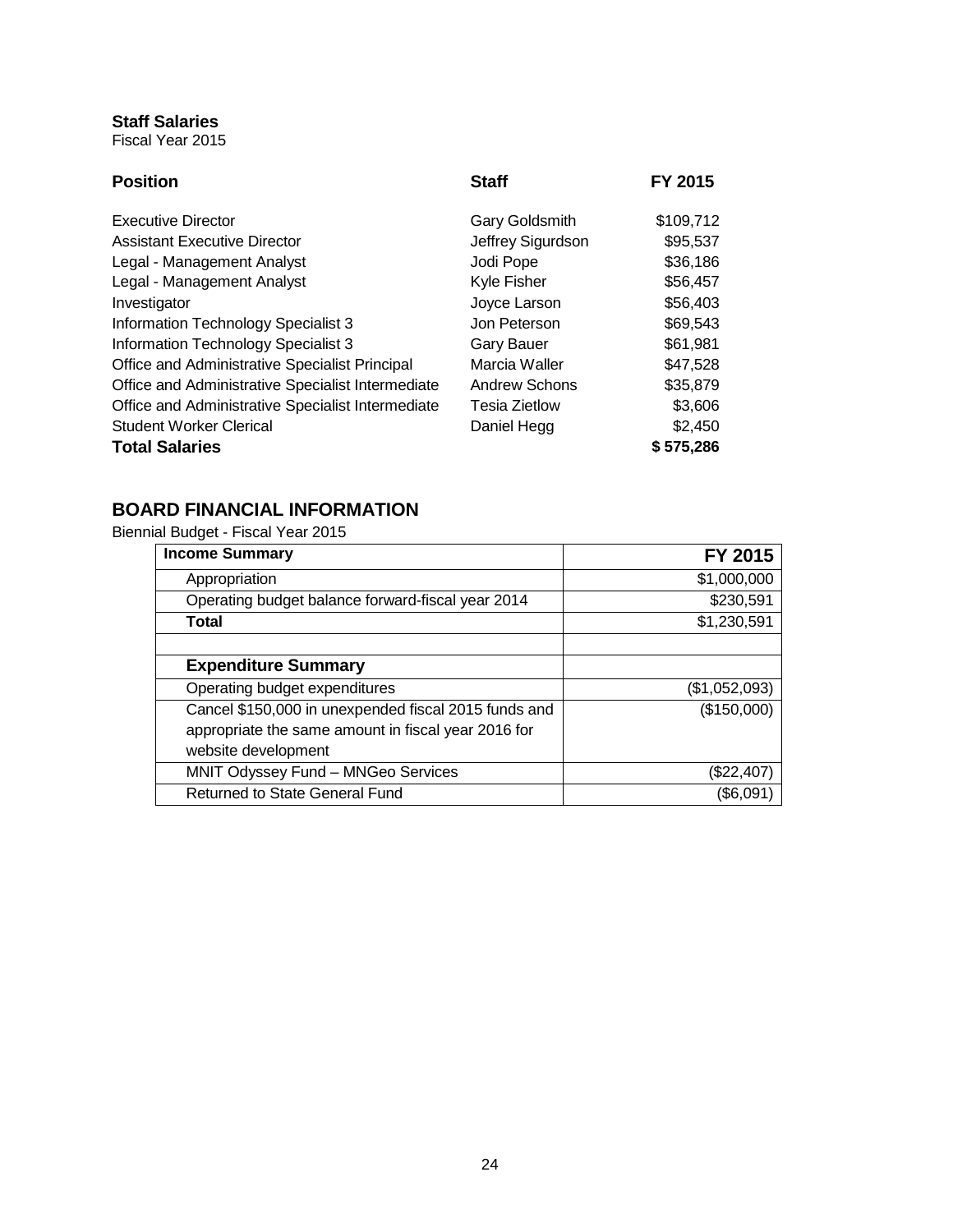**Staff Salaries**
Fiscal Year 2015

| Position | Staff | FY 2015 |
|---|---|---|
| Executive Director | Gary Goldsmith | $109,712 |
| Assistant Executive Director | Jeffrey Sigurdson | $95,537 |
| Legal - Management Analyst | Jodi Pope | $36,186 |
| Legal - Management Analyst | Kyle Fisher | $56,457 |
| Investigator | Joyce Larson | $56,403 |
| Information Technology Specialist 3 | Jon Peterson | $69,543 |
| Information Technology Specialist 3 | Gary Bauer | $61,981 |
| Office and Administrative Specialist Principal | Marcia Waller | $47,528 |
| Office and Administrative Specialist Intermediate | Andrew Schons | $35,879 |
| Office and Administrative Specialist Intermediate | Tesia Zietlow | $3,606 |
| Student Worker Clerical | Daniel Hegg | $2,450 |
| **Total Salaries** | | **$ 575,286** |

## BOARD FINANCIAL INFORMATION

Biennial Budget - Fiscal Year 2015

| **Income Summary** | **FY 2015** |
|---|---|
| Appropriation | $1,000,000 |
| Operating budget balance forward-fiscal year 2014 | $230,591 |
| **Total** | $1,230,591 |
| | |
| **Expenditure Summary** | |
| Operating budget expenditures | ($1,052,093) |
| Cancel $150,000 in unexpended fiscal 2015 funds and appropriate the same amount in fiscal year 2016 for website development | ($150,000) |
| MNIT Odyssey Fund – MNGeo Services | ($22,407) |
| Returned to State General Fund | ($6,091) |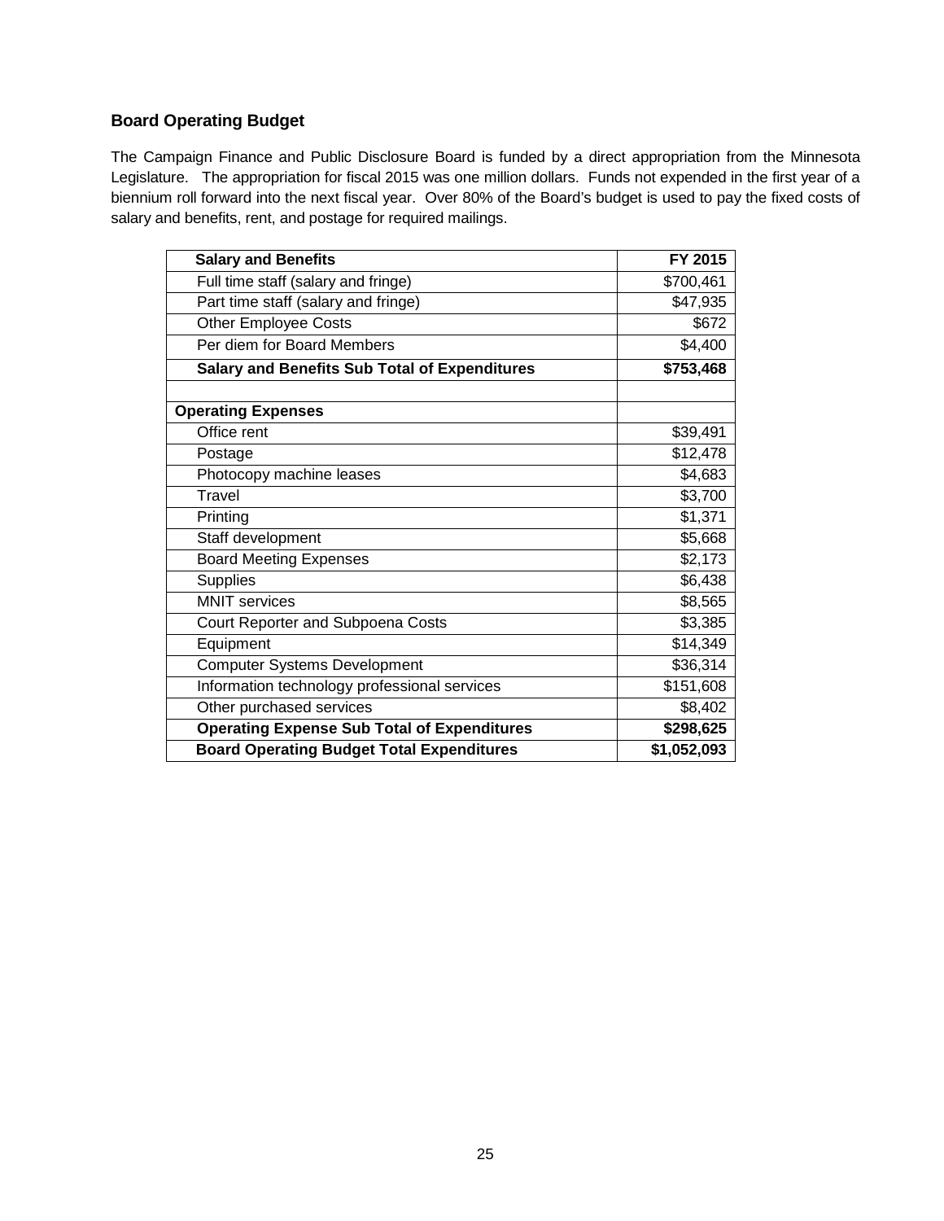## Board Operating Budget

The Campaign Finance and Public Disclosure Board is funded by a direct appropriation from the Minnesota Legislature. The appropriation for fiscal 2015 was one million dollars. Funds not expended in the first year of a biennium roll forward into the next fiscal year. Over 80% of the Board's budget is used to pay the fixed costs of salary and benefits, rent, and postage for required mailings.

| **Salary and Benefits** | **FY 2015** |
|---|---|
| Full time staff (salary and fringe) | $700,461 |
| Part time staff (salary and fringe) | $47,935 |
| Other Employee Costs | $672 |
| Per diem for Board Members | $4,400 |
| **Salary and Benefits Sub Total of Expenditures** | **$753,468** |
| | |
| **Operating Expenses** | |
| Office rent | $39,491 |
| Postage | $12,478 |
| Photocopy machine leases | $4,683 |
| Travel | $3,700 |
| Printing | $1,371 |
| Staff development | $5,668 |
| Board Meeting Expenses | $2,173 |
| Supplies | $6,438 |
| MNIT services | $8,565 |
| Court Reporter and Subpoena Costs | $3,385 |
| Equipment | $14,349 |
| Computer Systems Development | $36,314 |
| Information technology professional services | $151,608 |
| Other purchased services | $8,402 |
| **Operating Expense Sub Total of Expenditures** | **$298,625** |
| **Board Operating Budget Total Expenditures** | **$1,052,093** |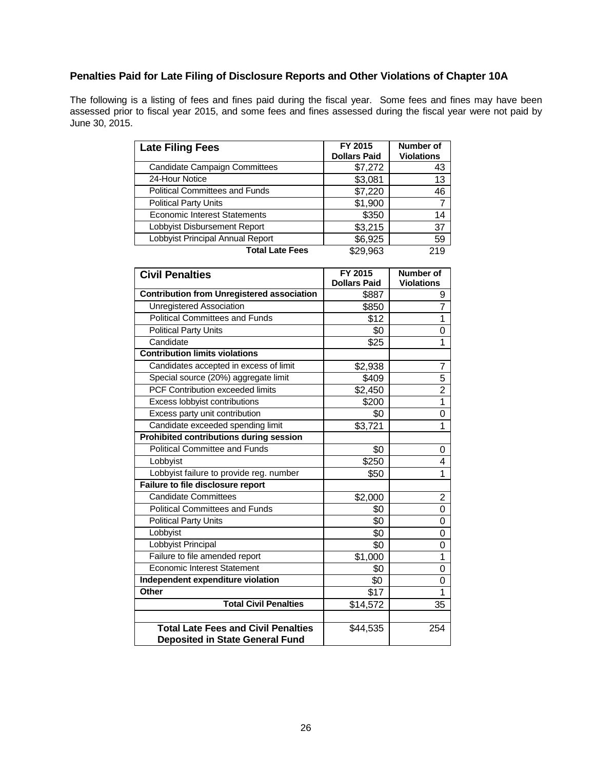## Penalties Paid for Late Filing of Disclosure Reports and Other Violations of Chapter 10A

The following is a listing of fees and fines paid during the fiscal year. Some fees and fines may have been assessed prior to fiscal year 2015, and some fees and fines assessed during the fiscal year were not paid by June 30, 2015.

| Late Filing Fees | FY 2015 Dollars Paid | Number of Violations |
|---|---|---|
| Candidate Campaign Committees | $7,272 | 43 |
| 24-Hour Notice | $3,081 | 13 |
| Political Committees and Funds | $7,220 | 46 |
| Political Party Units | $1,900 | 7 |
| Economic Interest Statements | $350 | 14 |
| Lobbyist Disbursement Report | $3,215 | 37 |
| Lobbyist Principal Annual Report | $6,925 | 59 |
| **Total Late Fees** | $29,963 | 219 |

| Civil Penalties | FY 2015 Dollars Paid | Number of Violations |
|---|---|---|
| **Contribution from Unregistered association** | $887 | 9 |
| Unregistered Association | $850 | 7 |
| Political Committees and Funds | $12 | 1 |
| Political Party Units | $0 | 0 |
| Candidate | $25 | 1 |
| **Contribution limits violations** | | |
| Candidates accepted in excess of limit | $2,938 | 7 |
| Special source (20%) aggregate limit | $409 | 5 |
| PCF Contribution exceeded limits | $2,450 | 2 |
| Excess lobbyist contributions | $200 | 1 |
| Excess party unit contribution | $0 | 0 |
| Candidate exceeded spending limit | $3,721 | 1 |
| **Prohibited contributions during session** | | |
| Political Committee and Funds | $0 | 0 |
| Lobbyist | $250 | 4 |
| Lobbyist failure to provide reg. number | $50 | 1 |
| **Failure to file disclosure report** | | |
| Candidate Committees | $2,000 | 2 |
| Political Committees and Funds | $0 | 0 |
| Political Party Units | $0 | 0 |
| Lobbyist | $0 | 0 |
| Lobbyist Principal | $0 | 0 |
| Failure to file amended report | $1,000 | 1 |
| Economic Interest Statement | $0 | 0 |
| **Independent expenditure violation** | $0 | 0 |
| **Other** | $17 | 1 |
| **Total Civil Penalties** | $14,572 | 35 |
| | | |
| **Total Late Fees and Civil Penalties Deposited in State General Fund** | $44,535 | 254 |